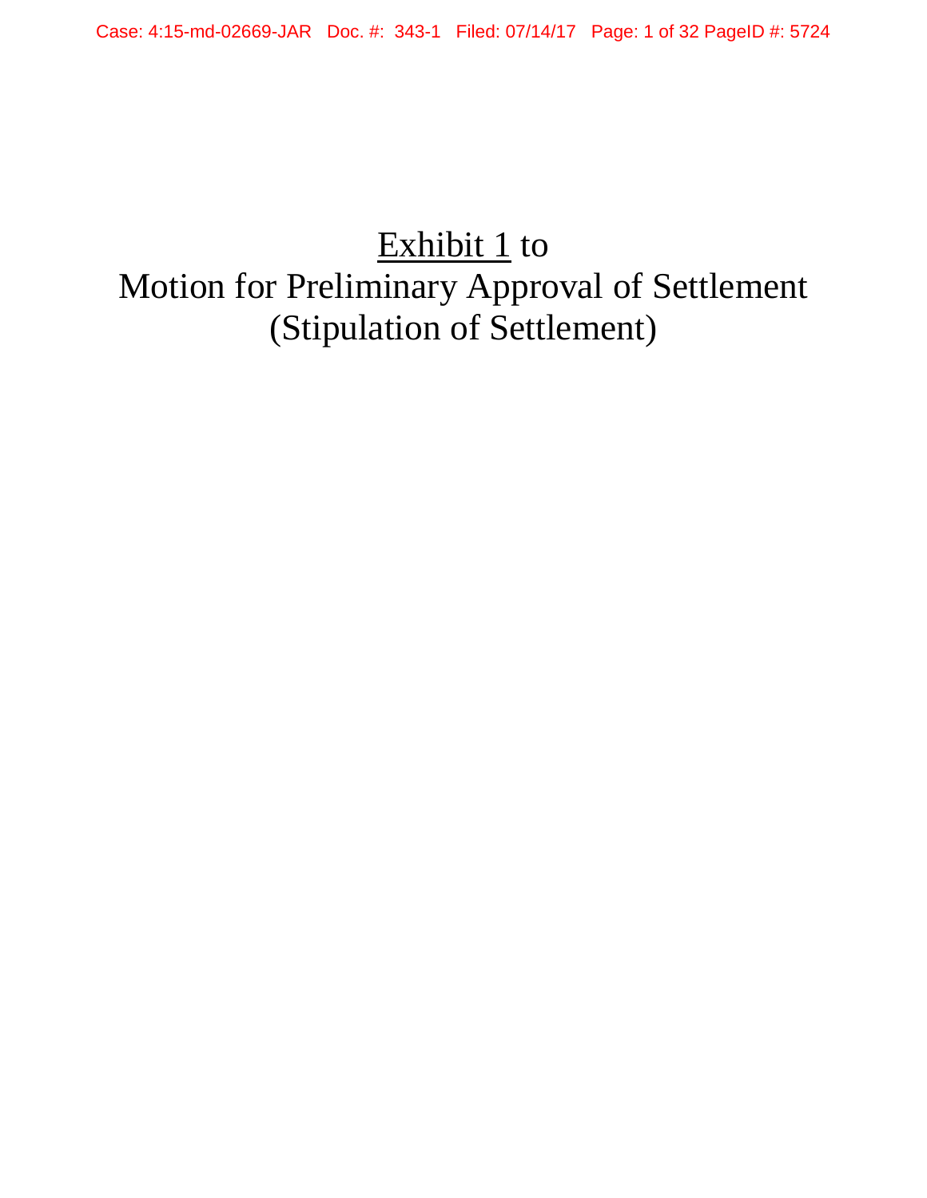# Exhibit 1 to Motion for Preliminary Approval of Settlement (Stipulation of Settlement)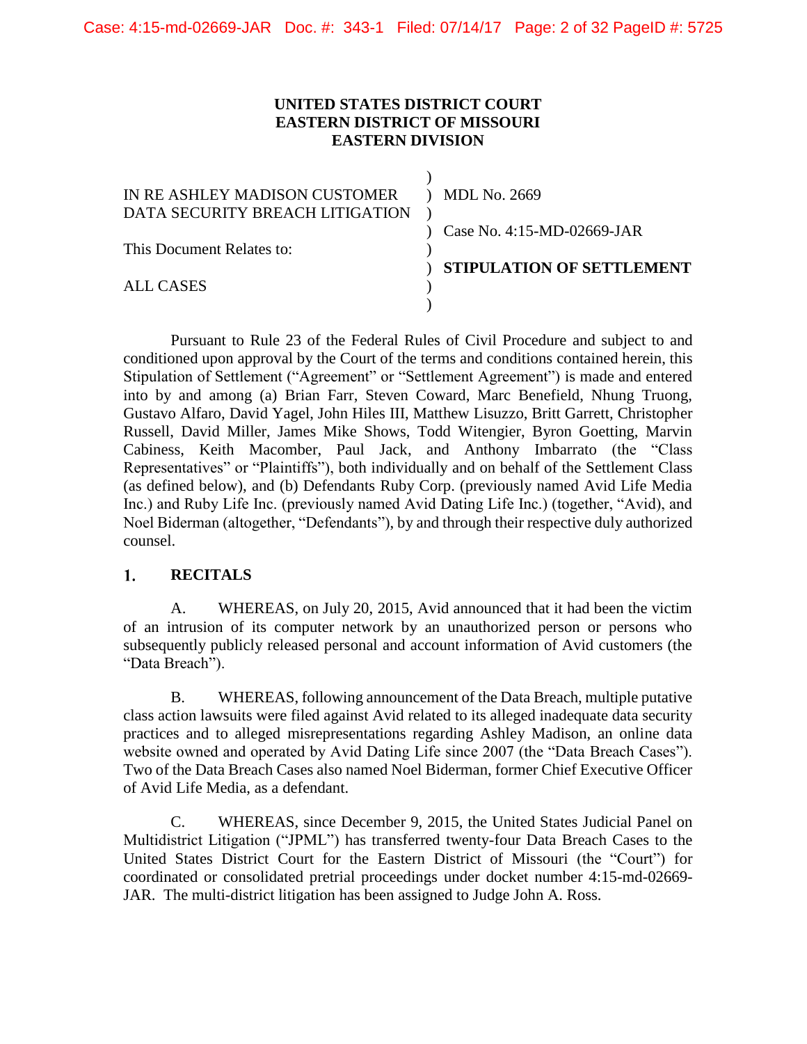**UNITED STATES DISTRICT COURT**
**EASTERN DISTRICT OF MISSOURI**
**EASTERN DIVISION**

| | |
|---|---|
| IN RE ASHLEY MADISON CUSTOMER DATA SECURITY BREACH LITIGATION | MDL No. 2669 |
| | Case No. 4:15-MD-02669-JAR |
| This Document Relates to: | |
| | **STIPULATION OF SETTLEMENT** |
| ALL CASES | |

Pursuant to Rule 23 of the Federal Rules of Civil Procedure and subject to and conditioned upon approval by the Court of the terms and conditions contained herein, this Stipulation of Settlement ("Agreement" or "Settlement Agreement") is made and entered into by and among (a) Brian Farr, Steven Coward, Marc Benefield, Nhung Truong, Gustavo Alfaro, David Yagel, John Hiles III, Matthew Lisuzzo, Britt Garrett, Christopher Russell, David Miller, James Mike Shows, Todd Witengier, Byron Goetting, Marvin Cabiness, Keith Macomber, Paul Jack, and Anthony Imbarrato (the "Class Representatives" or "Plaintiffs"), both individually and on behalf of the Settlement Class (as defined below), and (b) Defendants Ruby Corp. (previously named Avid Life Media Inc.) and Ruby Life Inc. (previously named Avid Dating Life Inc.) (together, "Avid), and Noel Biderman (altogether, "Defendants"), by and through their respective duly authorized counsel.

## 1. RECITALS

A. WHEREAS, on July 20, 2015, Avid announced that it had been the victim of an intrusion of its computer network by an unauthorized person or persons who subsequently publicly released personal and account information of Avid customers (the "Data Breach").

B. WHEREAS, following announcement of the Data Breach, multiple putative class action lawsuits were filed against Avid related to its alleged inadequate data security practices and to alleged misrepresentations regarding Ashley Madison, an online data website owned and operated by Avid Dating Life since 2007 (the "Data Breach Cases"). Two of the Data Breach Cases also named Noel Biderman, former Chief Executive Officer of Avid Life Media, as a defendant.

C. WHEREAS, since December 9, 2015, the United States Judicial Panel on Multidistrict Litigation ("JPML") has transferred twenty-four Data Breach Cases to the United States District Court for the Eastern District of Missouri (the "Court") for coordinated or consolidated pretrial proceedings under docket number 4:15-md-02669-JAR. The multi-district litigation has been assigned to Judge John A. Ross.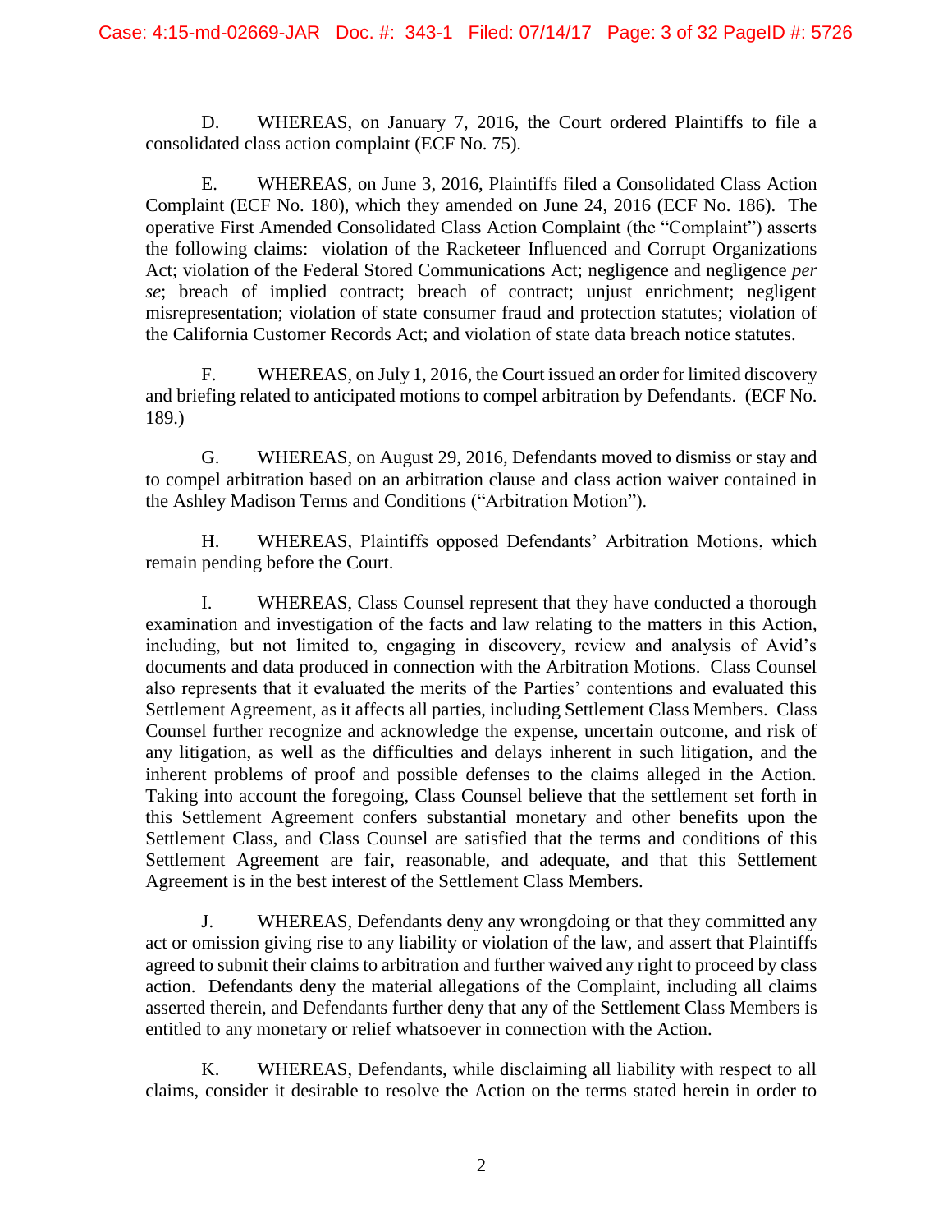D. WHEREAS, on January 7, 2016, the Court ordered Plaintiffs to file a consolidated class action complaint (ECF No. 75).

E. WHEREAS, on June 3, 2016, Plaintiffs filed a Consolidated Class Action Complaint (ECF No. 180), which they amended on June 24, 2016 (ECF No. 186). The operative First Amended Consolidated Class Action Complaint (the "Complaint") asserts the following claims: violation of the Racketeer Influenced and Corrupt Organizations Act; violation of the Federal Stored Communications Act; negligence and negligence *per se*; breach of implied contract; breach of contract; unjust enrichment; negligent misrepresentation; violation of state consumer fraud and protection statutes; violation of the California Customer Records Act; and violation of state data breach notice statutes.

F. WHEREAS, on July 1, 2016, the Court issued an order for limited discovery and briefing related to anticipated motions to compel arbitration by Defendants. (ECF No. 189.)

G. WHEREAS, on August 29, 2016, Defendants moved to dismiss or stay and to compel arbitration based on an arbitration clause and class action waiver contained in the Ashley Madison Terms and Conditions ("Arbitration Motion").

H. WHEREAS, Plaintiffs opposed Defendants' Arbitration Motions, which remain pending before the Court.

I. WHEREAS, Class Counsel represent that they have conducted a thorough examination and investigation of the facts and law relating to the matters in this Action, including, but not limited to, engaging in discovery, review and analysis of Avid's documents and data produced in connection with the Arbitration Motions. Class Counsel also represents that it evaluated the merits of the Parties' contentions and evaluated this Settlement Agreement, as it affects all parties, including Settlement Class Members. Class Counsel further recognize and acknowledge the expense, uncertain outcome, and risk of any litigation, as well as the difficulties and delays inherent in such litigation, and the inherent problems of proof and possible defenses to the claims alleged in the Action. Taking into account the foregoing, Class Counsel believe that the settlement set forth in this Settlement Agreement confers substantial monetary and other benefits upon the Settlement Class, and Class Counsel are satisfied that the terms and conditions of this Settlement Agreement are fair, reasonable, and adequate, and that this Settlement Agreement is in the best interest of the Settlement Class Members.

J. WHEREAS, Defendants deny any wrongdoing or that they committed any act or omission giving rise to any liability or violation of the law, and assert that Plaintiffs agreed to submit their claims to arbitration and further waived any right to proceed by class action. Defendants deny the material allegations of the Complaint, including all claims asserted therein, and Defendants further deny that any of the Settlement Class Members is entitled to any monetary or relief whatsoever in connection with the Action.

K. WHEREAS, Defendants, while disclaiming all liability with respect to all claims, consider it desirable to resolve the Action on the terms stated herein in order to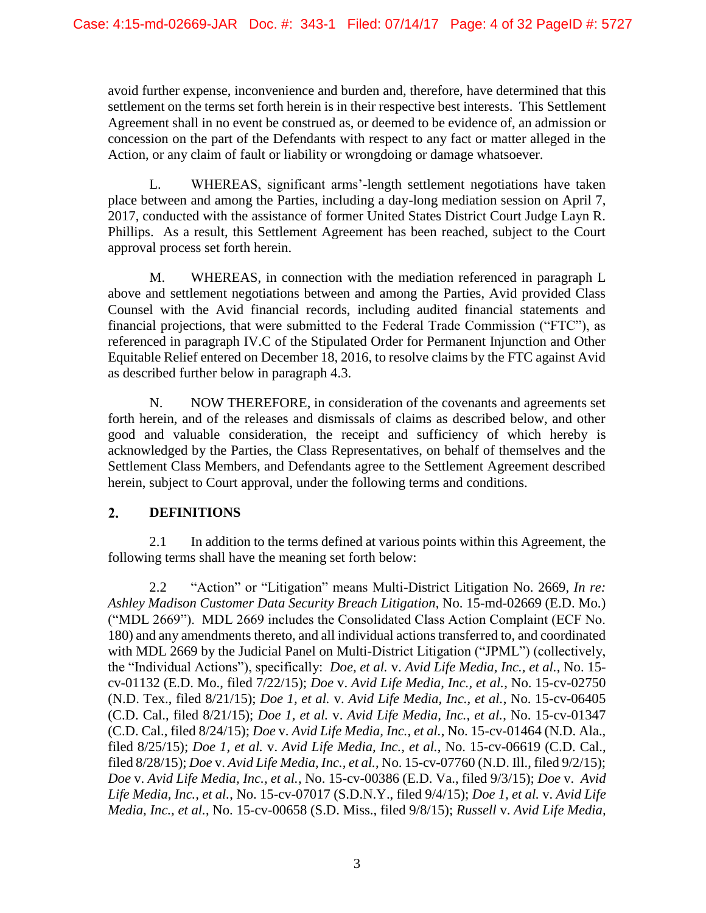avoid further expense, inconvenience and burden and, therefore, have determined that this settlement on the terms set forth herein is in their respective best interests. This Settlement Agreement shall in no event be construed as, or deemed to be evidence of, an admission or concession on the part of the Defendants with respect to any fact or matter alleged in the Action, or any claim of fault or liability or wrongdoing or damage whatsoever.

L. WHEREAS, significant arms'-length settlement negotiations have taken place between and among the Parties, including a day-long mediation session on April 7, 2017, conducted with the assistance of former United States District Court Judge Layn R. Phillips. As a result, this Settlement Agreement has been reached, subject to the Court approval process set forth herein.

M. WHEREAS, in connection with the mediation referenced in paragraph L above and settlement negotiations between and among the Parties, Avid provided Class Counsel with the Avid financial records, including audited financial statements and financial projections, that were submitted to the Federal Trade Commission ("FTC"), as referenced in paragraph IV.C of the Stipulated Order for Permanent Injunction and Other Equitable Relief entered on December 18, 2016, to resolve claims by the FTC against Avid as described further below in paragraph 4.3.

N. NOW THEREFORE, in consideration of the covenants and agreements set forth herein, and of the releases and dismissals of claims as described below, and other good and valuable consideration, the receipt and sufficiency of which hereby is acknowledged by the Parties, the Class Representatives, on behalf of themselves and the Settlement Class Members, and Defendants agree to the Settlement Agreement described herein, subject to Court approval, under the following terms and conditions.

## 2. DEFINITIONS

2.1 In addition to the terms defined at various points within this Agreement, the following terms shall have the meaning set forth below:

2.2 "Action" or "Litigation" means Multi-District Litigation No. 2669, *In re: Ashley Madison Customer Data Security Breach Litigation*, No. 15-md-02669 (E.D. Mo.) ("MDL 2669"). MDL 2669 includes the Consolidated Class Action Complaint (ECF No. 180) and any amendments thereto, and all individual actions transferred to, and coordinated with MDL 2669 by the Judicial Panel on Multi-District Litigation ("JPML") (collectively, the "Individual Actions"), specifically: *Doe, et al.* v. *Avid Life Media, Inc., et al.*, No. 15-cv-01132 (E.D. Mo., filed 7/22/15); *Doe* v. *Avid Life Media, Inc., et al.*, No. 15-cv-02750 (N.D. Tex., filed 8/21/15); *Doe 1, et al.* v. *Avid Life Media, Inc., et al.*, No. 15-cv-06405 (C.D. Cal., filed 8/21/15); *Doe 1, et al.* v. *Avid Life Media, Inc., et al.*, No. 15-cv-01347 (C.D. Cal., filed 8/24/15); *Doe* v. *Avid Life Media, Inc., et al.*, No. 15-cv-01464 (N.D. Ala., filed 8/25/15); *Doe 1, et al.* v. *Avid Life Media, Inc., et al.*, No. 15-cv-06619 (C.D. Cal., filed 8/28/15); *Doe* v. *Avid Life Media, Inc., et al.*, No. 15-cv-07760 (N.D. Ill., filed 9/2/15); *Doe* v. *Avid Life Media, Inc., et al.*, No. 15-cv-00386 (E.D. Va., filed 9/3/15); *Doe* v. *Avid Life Media, Inc., et al.*, No. 15-cv-07017 (S.D.N.Y., filed 9/4/15); *Doe 1, et al.* v. *Avid Life Media, Inc., et al.*, No. 15-cv-00658 (S.D. Miss., filed 9/8/15); *Russell* v. *Avid Life Media,*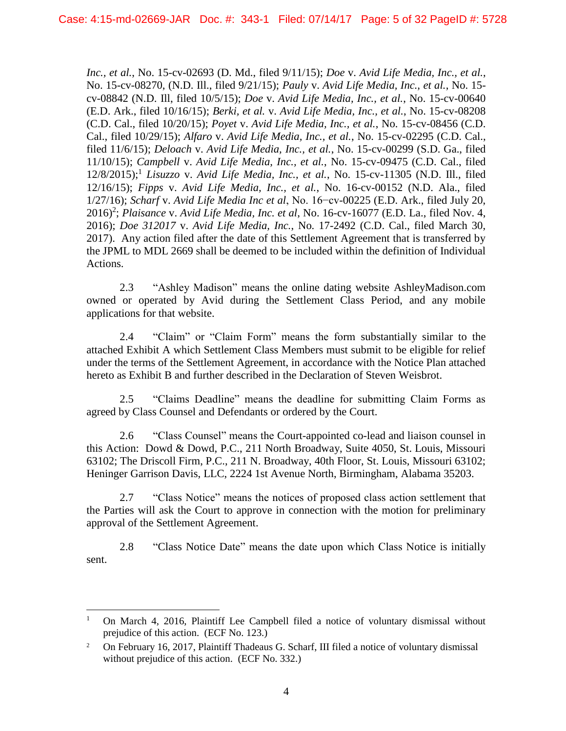*Inc., et al.*, No. 15-cv-02693 (D. Md., filed 9/11/15); *Doe* v. *Avid Life Media, Inc., et al.*, No. 15-cv-08270, (N.D. Ill., filed 9/21/15); *Pauly* v. *Avid Life Media, Inc., et al.*, No. 15-cv-08842 (N.D. Ill, filed 10/5/15); *Doe* v. *Avid Life Media, Inc., et al.*, No. 15-cv-00640 (E.D. Ark., filed 10/16/15); *Berki, et al.* v. *Avid Life Media, Inc., et al.*, No. 15-cv-08208 (C.D. Cal., filed 10/20/15); *Poyet* v. *Avid Life Media, Inc., et al.*, No. 15-cv-08456 (C.D. Cal., filed 10/29/15); *Alfaro* v. *Avid Life Media, Inc., et al.*, No. 15-cv-02295 (C.D. Cal., filed 11/6/15); *Deloach* v. *Avid Life Media, Inc., et al.*, No. 15-cv-00299 (S.D. Ga., filed 11/10/15); *Campbell* v. *Avid Life Media, Inc., et al.*, No. 15-cv-09475 (C.D. Cal., filed 12/8/2015);[1] *Lisuzzo* v. *Avid Life Media, Inc., et al.*, No. 15-cv-11305 (N.D. Ill., filed 12/16/15); *Fipps* v. *Avid Life Media, Inc., et al.*, No. 16-cv-00152 (N.D. Ala., filed 1/27/16); *Scharf* v. *Avid Life Media Inc et al*, No. 16–cv-00225 (E.D. Ark., filed July 20, 2016)[2]; *Plaisance* v. *Avid Life Media, Inc. et al*, No. 16-cv-16077 (E.D. La., filed Nov. 4, 2016); *Doe 312017* v. *Avid Life Media, Inc.*, No. 17-2492 (C.D. Cal., filed March 30, 2017). Any action filed after the date of this Settlement Agreement that is transferred by the JPML to MDL 2669 shall be deemed to be included within the definition of Individual Actions.

2.3 "Ashley Madison" means the online dating website AshleyMadison.com owned or operated by Avid during the Settlement Class Period, and any mobile applications for that website.

2.4 "Claim" or "Claim Form" means the form substantially similar to the attached Exhibit A which Settlement Class Members must submit to be eligible for relief under the terms of the Settlement Agreement, in accordance with the Notice Plan attached hereto as Exhibit B and further described in the Declaration of Steven Weisbrot.

2.5 "Claims Deadline" means the deadline for submitting Claim Forms as agreed by Class Counsel and Defendants or ordered by the Court.

2.6 "Class Counsel" means the Court-appointed co-lead and liaison counsel in this Action: Dowd & Dowd, P.C., 211 North Broadway, Suite 4050, St. Louis, Missouri 63102; The Driscoll Firm, P.C., 211 N. Broadway, 40th Floor, St. Louis, Missouri 63102; Heninger Garrison Davis, LLC, 2224 1st Avenue North, Birmingham, Alabama 35203.

2.7 "Class Notice" means the notices of proposed class action settlement that the Parties will ask the Court to approve in connection with the motion for preliminary approval of the Settlement Agreement.

2.8 "Class Notice Date" means the date upon which Class Notice is initially sent.

---

[1] On March 4, 2016, Plaintiff Lee Campbell filed a notice of voluntary dismissal without prejudice of this action. (ECF No. 123.)

[2] On February 16, 2017, Plaintiff Thadeaus G. Scharf, III filed a notice of voluntary dismissal without prejudice of this action. (ECF No. 332.)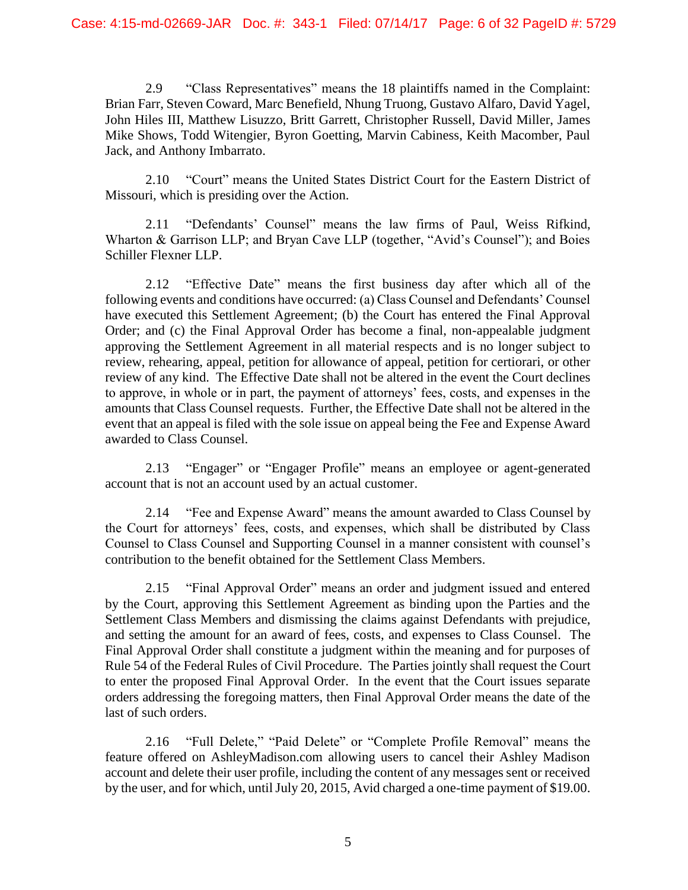2.9 "Class Representatives" means the 18 plaintiffs named in the Complaint: Brian Farr, Steven Coward, Marc Benefield, Nhung Truong, Gustavo Alfaro, David Yagel, John Hiles III, Matthew Lisuzzo, Britt Garrett, Christopher Russell, David Miller, James Mike Shows, Todd Witengier, Byron Goetting, Marvin Cabiness, Keith Macomber, Paul Jack, and Anthony Imbarrato.

2.10 "Court" means the United States District Court for the Eastern District of Missouri, which is presiding over the Action.

2.11 "Defendants' Counsel" means the law firms of Paul, Weiss Rifkind, Wharton & Garrison LLP; and Bryan Cave LLP (together, "Avid's Counsel"); and Boies Schiller Flexner LLP.

2.12 "Effective Date" means the first business day after which all of the following events and conditions have occurred: (a) Class Counsel and Defendants' Counsel have executed this Settlement Agreement; (b) the Court has entered the Final Approval Order; and (c) the Final Approval Order has become a final, non-appealable judgment approving the Settlement Agreement in all material respects and is no longer subject to review, rehearing, appeal, petition for allowance of appeal, petition for certiorari, or other review of any kind. The Effective Date shall not be altered in the event the Court declines to approve, in whole or in part, the payment of attorneys' fees, costs, and expenses in the amounts that Class Counsel requests. Further, the Effective Date shall not be altered in the event that an appeal is filed with the sole issue on appeal being the Fee and Expense Award awarded to Class Counsel.

2.13 "Engager" or "Engager Profile" means an employee or agent-generated account that is not an account used by an actual customer.

2.14 "Fee and Expense Award" means the amount awarded to Class Counsel by the Court for attorneys' fees, costs, and expenses, which shall be distributed by Class Counsel to Class Counsel and Supporting Counsel in a manner consistent with counsel's contribution to the benefit obtained for the Settlement Class Members.

2.15 "Final Approval Order" means an order and judgment issued and entered by the Court, approving this Settlement Agreement as binding upon the Parties and the Settlement Class Members and dismissing the claims against Defendants with prejudice, and setting the amount for an award of fees, costs, and expenses to Class Counsel. The Final Approval Order shall constitute a judgment within the meaning and for purposes of Rule 54 of the Federal Rules of Civil Procedure. The Parties jointly shall request the Court to enter the proposed Final Approval Order. In the event that the Court issues separate orders addressing the foregoing matters, then Final Approval Order means the date of the last of such orders.

2.16 "Full Delete," "Paid Delete" or "Complete Profile Removal" means the feature offered on AshleyMadison.com allowing users to cancel their Ashley Madison account and delete their user profile, including the content of any messages sent or received by the user, and for which, until July 20, 2015, Avid charged a one-time payment of $19.00.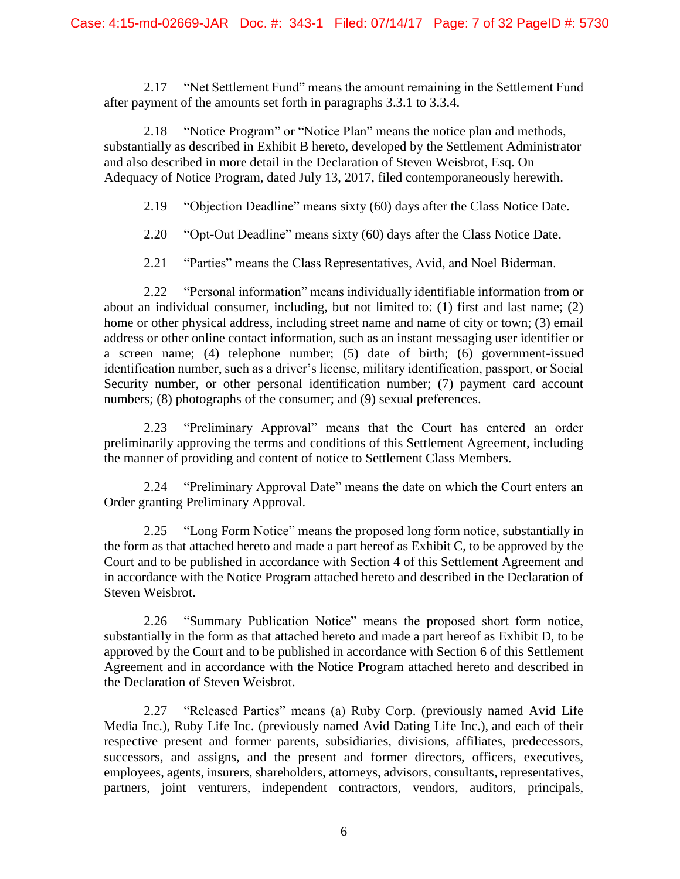2.17 "Net Settlement Fund" means the amount remaining in the Settlement Fund after payment of the amounts set forth in paragraphs 3.3.1 to 3.3.4.

2.18 "Notice Program" or "Notice Plan" means the notice plan and methods, substantially as described in Exhibit B hereto, developed by the Settlement Administrator and also described in more detail in the Declaration of Steven Weisbrot, Esq. On Adequacy of Notice Program, dated July 13, 2017, filed contemporaneously herewith.

2.19 "Objection Deadline" means sixty (60) days after the Class Notice Date.

2.20 "Opt-Out Deadline" means sixty (60) days after the Class Notice Date.

2.21 "Parties" means the Class Representatives, Avid, and Noel Biderman.

2.22 "Personal information" means individually identifiable information from or about an individual consumer, including, but not limited to: (1) first and last name; (2) home or other physical address, including street name and name of city or town; (3) email address or other online contact information, such as an instant messaging user identifier or a screen name; (4) telephone number; (5) date of birth; (6) government-issued identification number, such as a driver's license, military identification, passport, or Social Security number, or other personal identification number; (7) payment card account numbers; (8) photographs of the consumer; and (9) sexual preferences.

2.23 "Preliminary Approval" means that the Court has entered an order preliminarily approving the terms and conditions of this Settlement Agreement, including the manner of providing and content of notice to Settlement Class Members.

2.24 "Preliminary Approval Date" means the date on which the Court enters an Order granting Preliminary Approval.

2.25 "Long Form Notice" means the proposed long form notice, substantially in the form as that attached hereto and made a part hereof as Exhibit C, to be approved by the Court and to be published in accordance with Section 4 of this Settlement Agreement and in accordance with the Notice Program attached hereto and described in the Declaration of Steven Weisbrot.

2.26 "Summary Publication Notice" means the proposed short form notice, substantially in the form as that attached hereto and made a part hereof as Exhibit D, to be approved by the Court and to be published in accordance with Section 6 of this Settlement Agreement and in accordance with the Notice Program attached hereto and described in the Declaration of Steven Weisbrot.

2.27 "Released Parties" means (a) Ruby Corp. (previously named Avid Life Media Inc.), Ruby Life Inc. (previously named Avid Dating Life Inc.), and each of their respective present and former parents, subsidiaries, divisions, affiliates, predecessors, successors, and assigns, and the present and former directors, officers, executives, employees, agents, insurers, shareholders, attorneys, advisors, consultants, representatives, partners, joint venturers, independent contractors, vendors, auditors, principals,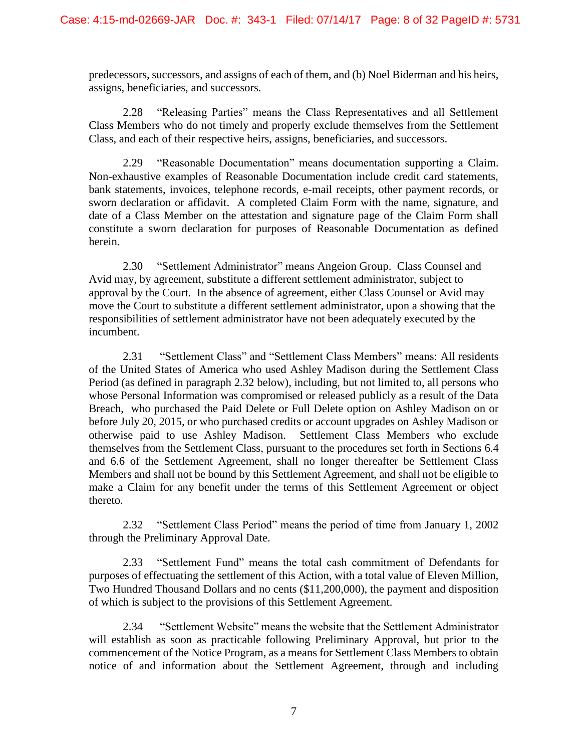predecessors, successors, and assigns of each of them, and (b) Noel Biderman and his heirs, assigns, beneficiaries, and successors.

2.28 "Releasing Parties" means the Class Representatives and all Settlement Class Members who do not timely and properly exclude themselves from the Settlement Class, and each of their respective heirs, assigns, beneficiaries, and successors.

2.29 "Reasonable Documentation" means documentation supporting a Claim. Non-exhaustive examples of Reasonable Documentation include credit card statements, bank statements, invoices, telephone records, e-mail receipts, other payment records, or sworn declaration or affidavit. A completed Claim Form with the name, signature, and date of a Class Member on the attestation and signature page of the Claim Form shall constitute a sworn declaration for purposes of Reasonable Documentation as defined herein.

2.30 "Settlement Administrator" means Angeion Group. Class Counsel and Avid may, by agreement, substitute a different settlement administrator, subject to approval by the Court. In the absence of agreement, either Class Counsel or Avid may move the Court to substitute a different settlement administrator, upon a showing that the responsibilities of settlement administrator have not been adequately executed by the incumbent.

2.31 "Settlement Class" and "Settlement Class Members" means: All residents of the United States of America who used Ashley Madison during the Settlement Class Period (as defined in paragraph 2.32 below), including, but not limited to, all persons who whose Personal Information was compromised or released publicly as a result of the Data Breach, who purchased the Paid Delete or Full Delete option on Ashley Madison on or before July 20, 2015, or who purchased credits or account upgrades on Ashley Madison or otherwise paid to use Ashley Madison. Settlement Class Members who exclude themselves from the Settlement Class, pursuant to the procedures set forth in Sections 6.4 and 6.6 of the Settlement Agreement, shall no longer thereafter be Settlement Class Members and shall not be bound by this Settlement Agreement, and shall not be eligible to make a Claim for any benefit under the terms of this Settlement Agreement or object thereto.

2.32 "Settlement Class Period" means the period of time from January 1, 2002 through the Preliminary Approval Date.

2.33 "Settlement Fund" means the total cash commitment of Defendants for purposes of effectuating the settlement of this Action, with a total value of Eleven Million, Two Hundred Thousand Dollars and no cents ($11,200,000), the payment and disposition of which is subject to the provisions of this Settlement Agreement.

2.34 "Settlement Website" means the website that the Settlement Administrator will establish as soon as practicable following Preliminary Approval, but prior to the commencement of the Notice Program, as a means for Settlement Class Members to obtain notice of and information about the Settlement Agreement, through and including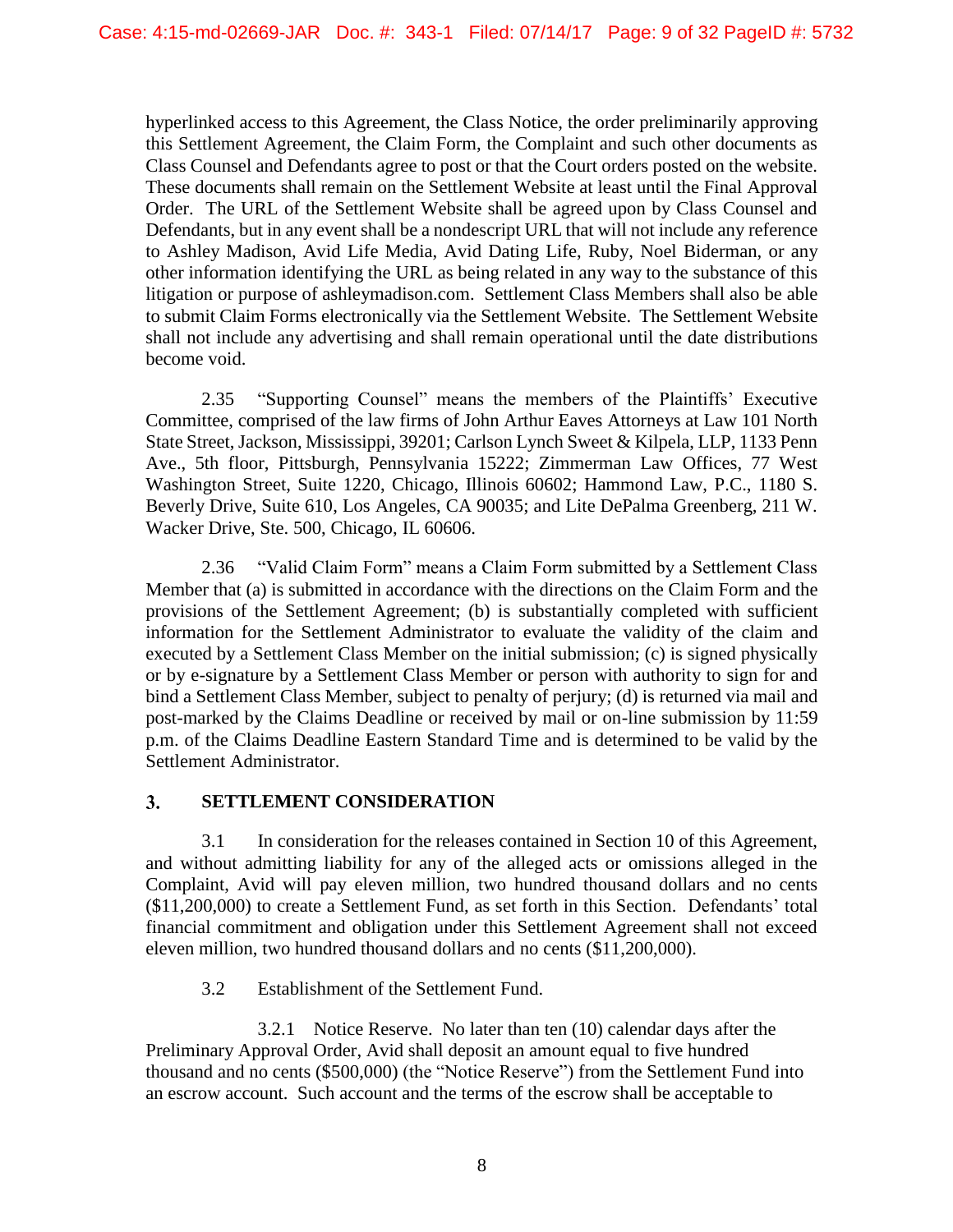hyperlinked access to this Agreement, the Class Notice, the order preliminarily approving this Settlement Agreement, the Claim Form, the Complaint and such other documents as Class Counsel and Defendants agree to post or that the Court orders posted on the website. These documents shall remain on the Settlement Website at least until the Final Approval Order. The URL of the Settlement Website shall be agreed upon by Class Counsel and Defendants, but in any event shall be a nondescript URL that will not include any reference to Ashley Madison, Avid Life Media, Avid Dating Life, Ruby, Noel Biderman, or any other information identifying the URL as being related in any way to the substance of this litigation or purpose of ashleymadison.com. Settlement Class Members shall also be able to submit Claim Forms electronically via the Settlement Website. The Settlement Website shall not include any advertising and shall remain operational until the date distributions become void.

2.35 "Supporting Counsel" means the members of the Plaintiffs' Executive Committee, comprised of the law firms of John Arthur Eaves Attorneys at Law 101 North State Street, Jackson, Mississippi, 39201; Carlson Lynch Sweet & Kilpela, LLP, 1133 Penn Ave., 5th floor, Pittsburgh, Pennsylvania 15222; Zimmerman Law Offices, 77 West Washington Street, Suite 1220, Chicago, Illinois 60602; Hammond Law, P.C., 1180 S. Beverly Drive, Suite 610, Los Angeles, CA 90035; and Lite DePalma Greenberg, 211 W. Wacker Drive, Ste. 500, Chicago, IL 60606.

2.36 "Valid Claim Form" means a Claim Form submitted by a Settlement Class Member that (a) is submitted in accordance with the directions on the Claim Form and the provisions of the Settlement Agreement; (b) is substantially completed with sufficient information for the Settlement Administrator to evaluate the validity of the claim and executed by a Settlement Class Member on the initial submission; (c) is signed physically or by e-signature by a Settlement Class Member or person with authority to sign for and bind a Settlement Class Member, subject to penalty of perjury; (d) is returned via mail and post-marked by the Claims Deadline or received by mail or on-line submission by 11:59 p.m. of the Claims Deadline Eastern Standard Time and is determined to be valid by the Settlement Administrator.

## 3. SETTLEMENT CONSIDERATION

3.1 In consideration for the releases contained in Section 10 of this Agreement, and without admitting liability for any of the alleged acts or omissions alleged in the Complaint, Avid will pay eleven million, two hundred thousand dollars and no cents ($11,200,000) to create a Settlement Fund, as set forth in this Section. Defendants' total financial commitment and obligation under this Settlement Agreement shall not exceed eleven million, two hundred thousand dollars and no cents ($11,200,000).

3.2 Establishment of the Settlement Fund.

3.2.1 Notice Reserve. No later than ten (10) calendar days after the Preliminary Approval Order, Avid shall deposit an amount equal to five hundred thousand and no cents ($500,000) (the "Notice Reserve") from the Settlement Fund into an escrow account. Such account and the terms of the escrow shall be acceptable to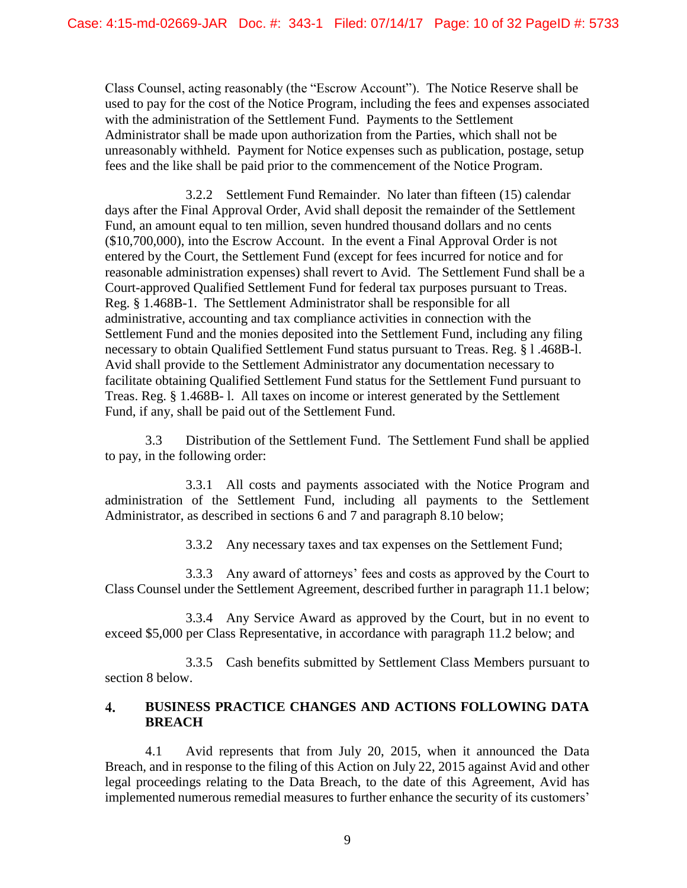Class Counsel, acting reasonably (the "Escrow Account"). The Notice Reserve shall be used to pay for the cost of the Notice Program, including the fees and expenses associated with the administration of the Settlement Fund. Payments to the Settlement Administrator shall be made upon authorization from the Parties, which shall not be unreasonably withheld. Payment for Notice expenses such as publication, postage, setup fees and the like shall be paid prior to the commencement of the Notice Program.

3.2.2 Settlement Fund Remainder. No later than fifteen (15) calendar days after the Final Approval Order, Avid shall deposit the remainder of the Settlement Fund, an amount equal to ten million, seven hundred thousand dollars and no cents ($10,700,000), into the Escrow Account. In the event a Final Approval Order is not entered by the Court, the Settlement Fund (except for fees incurred for notice and for reasonable administration expenses) shall revert to Avid. The Settlement Fund shall be a Court-approved Qualified Settlement Fund for federal tax purposes pursuant to Treas. Reg. § 1.468B-1. The Settlement Administrator shall be responsible for all administrative, accounting and tax compliance activities in connection with the Settlement Fund and the monies deposited into the Settlement Fund, including any filing necessary to obtain Qualified Settlement Fund status pursuant to Treas. Reg. § l .468B-l. Avid shall provide to the Settlement Administrator any documentation necessary to facilitate obtaining Qualified Settlement Fund status for the Settlement Fund pursuant to Treas. Reg. § 1.468B- l. All taxes on income or interest generated by the Settlement Fund, if any, shall be paid out of the Settlement Fund.

3.3 Distribution of the Settlement Fund. The Settlement Fund shall be applied to pay, in the following order:

3.3.1 All costs and payments associated with the Notice Program and administration of the Settlement Fund, including all payments to the Settlement Administrator, as described in sections 6 and 7 and paragraph 8.10 below;

3.3.2 Any necessary taxes and tax expenses on the Settlement Fund;

3.3.3 Any award of attorneys' fees and costs as approved by the Court to Class Counsel under the Settlement Agreement, described further in paragraph 11.1 below;

3.3.4 Any Service Award as approved by the Court, but in no event to exceed $5,000 per Class Representative, in accordance with paragraph 11.2 below; and

3.3.5 Cash benefits submitted by Settlement Class Members pursuant to section 8 below.

## 4. BUSINESS PRACTICE CHANGES AND ACTIONS FOLLOWING DATA BREACH

4.1 Avid represents that from July 20, 2015, when it announced the Data Breach, and in response to the filing of this Action on July 22, 2015 against Avid and other legal proceedings relating to the Data Breach, to the date of this Agreement, Avid has implemented numerous remedial measures to further enhance the security of its customers'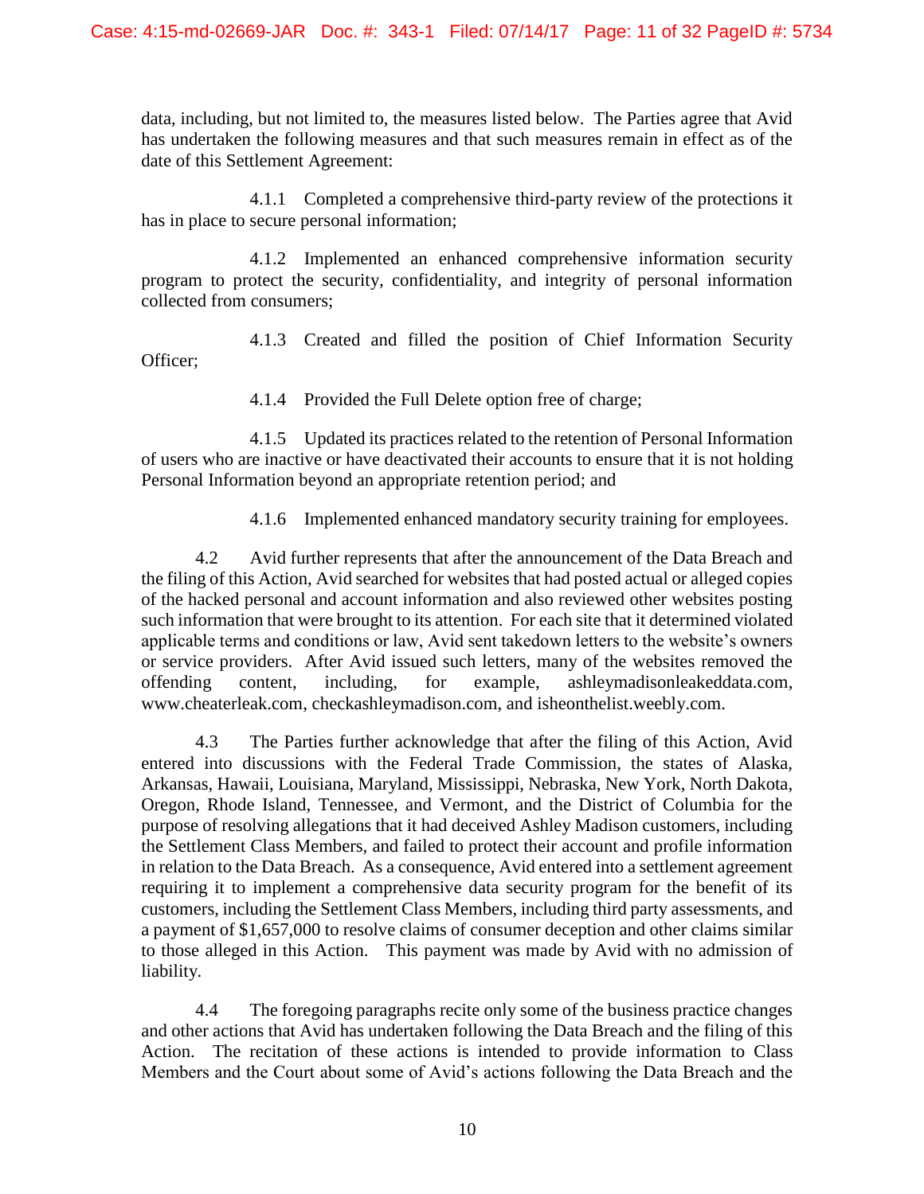data, including, but not limited to, the measures listed below. The Parties agree that Avid has undertaken the following measures and that such measures remain in effect as of the date of this Settlement Agreement:

4.1.1 Completed a comprehensive third-party review of the protections it has in place to secure personal information;

4.1.2 Implemented an enhanced comprehensive information security program to protect the security, confidentiality, and integrity of personal information collected from consumers;

4.1.3 Created and filled the position of Chief Information Security Officer;

4.1.4 Provided the Full Delete option free of charge;

4.1.5 Updated its practices related to the retention of Personal Information of users who are inactive or have deactivated their accounts to ensure that it is not holding Personal Information beyond an appropriate retention period; and

4.1.6 Implemented enhanced mandatory security training for employees.

4.2 Avid further represents that after the announcement of the Data Breach and the filing of this Action, Avid searched for websites that had posted actual or alleged copies of the hacked personal and account information and also reviewed other websites posting such information that were brought to its attention. For each site that it determined violated applicable terms and conditions or law, Avid sent takedown letters to the website's owners or service providers. After Avid issued such letters, many of the websites removed the offending content, including, for example, ashleymadisonleakeddata.com, www.cheaterleak.com, checkashleymadison.com, and isheonthelist.weebly.com.

4.3 The Parties further acknowledge that after the filing of this Action, Avid entered into discussions with the Federal Trade Commission, the states of Alaska, Arkansas, Hawaii, Louisiana, Maryland, Mississippi, Nebraska, New York, North Dakota, Oregon, Rhode Island, Tennessee, and Vermont, and the District of Columbia for the purpose of resolving allegations that it had deceived Ashley Madison customers, including the Settlement Class Members, and failed to protect their account and profile information in relation to the Data Breach. As a consequence, Avid entered into a settlement agreement requiring it to implement a comprehensive data security program for the benefit of its customers, including the Settlement Class Members, including third party assessments, and a payment of $1,657,000 to resolve claims of consumer deception and other claims similar to those alleged in this Action. This payment was made by Avid with no admission of liability.

4.4 The foregoing paragraphs recite only some of the business practice changes and other actions that Avid has undertaken following the Data Breach and the filing of this Action. The recitation of these actions is intended to provide information to Class Members and the Court about some of Avid's actions following the Data Breach and the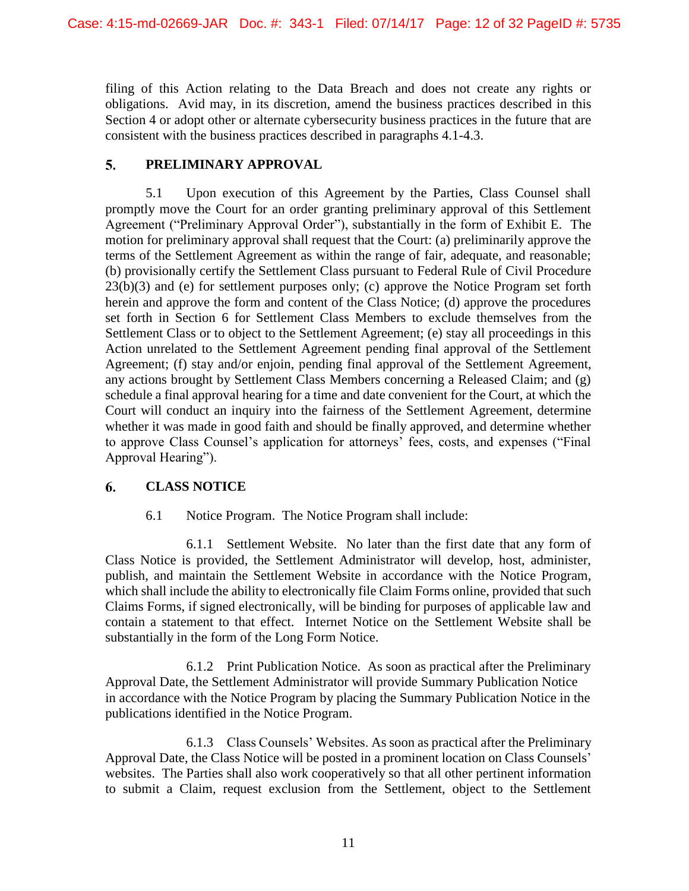filing of this Action relating to the Data Breach and does not create any rights or obligations. Avid may, in its discretion, amend the business practices described in this Section 4 or adopt other or alternate cybersecurity business practices in the future that are consistent with the business practices described in paragraphs 4.1-4.3.

## 5. PRELIMINARY APPROVAL

5.1 Upon execution of this Agreement by the Parties, Class Counsel shall promptly move the Court for an order granting preliminary approval of this Settlement Agreement ("Preliminary Approval Order"), substantially in the form of Exhibit E. The motion for preliminary approval shall request that the Court: (a) preliminarily approve the terms of the Settlement Agreement as within the range of fair, adequate, and reasonable; (b) provisionally certify the Settlement Class pursuant to Federal Rule of Civil Procedure 23(b)(3) and (e) for settlement purposes only; (c) approve the Notice Program set forth herein and approve the form and content of the Class Notice; (d) approve the procedures set forth in Section 6 for Settlement Class Members to exclude themselves from the Settlement Class or to object to the Settlement Agreement; (e) stay all proceedings in this Action unrelated to the Settlement Agreement pending final approval of the Settlement Agreement; (f) stay and/or enjoin, pending final approval of the Settlement Agreement, any actions brought by Settlement Class Members concerning a Released Claim; and (g) schedule a final approval hearing for a time and date convenient for the Court, at which the Court will conduct an inquiry into the fairness of the Settlement Agreement, determine whether it was made in good faith and should be finally approved, and determine whether to approve Class Counsel's application for attorneys' fees, costs, and expenses ("Final Approval Hearing").

## 6. CLASS NOTICE

6.1 Notice Program. The Notice Program shall include:

6.1.1 Settlement Website. No later than the first date that any form of Class Notice is provided, the Settlement Administrator will develop, host, administer, publish, and maintain the Settlement Website in accordance with the Notice Program, which shall include the ability to electronically file Claim Forms online, provided that such Claims Forms, if signed electronically, will be binding for purposes of applicable law and contain a statement to that effect. Internet Notice on the Settlement Website shall be substantially in the form of the Long Form Notice.

6.1.2 Print Publication Notice. As soon as practical after the Preliminary Approval Date, the Settlement Administrator will provide Summary Publication Notice in accordance with the Notice Program by placing the Summary Publication Notice in the publications identified in the Notice Program.

6.1.3 Class Counsels' Websites. As soon as practical after the Preliminary Approval Date, the Class Notice will be posted in a prominent location on Class Counsels' websites. The Parties shall also work cooperatively so that all other pertinent information to submit a Claim, request exclusion from the Settlement, object to the Settlement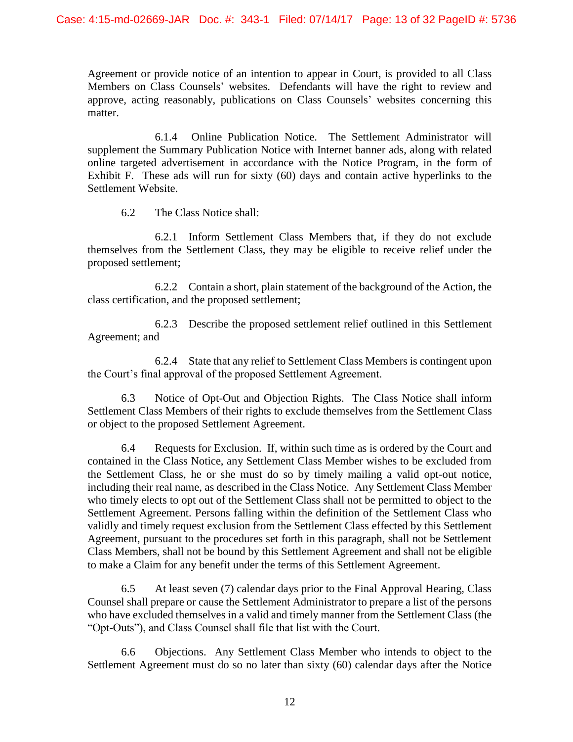Agreement or provide notice of an intention to appear in Court, is provided to all Class Members on Class Counsels' websites. Defendants will have the right to review and approve, acting reasonably, publications on Class Counsels' websites concerning this matter.

6.1.4 Online Publication Notice. The Settlement Administrator will supplement the Summary Publication Notice with Internet banner ads, along with related online targeted advertisement in accordance with the Notice Program, in the form of Exhibit F. These ads will run for sixty (60) days and contain active hyperlinks to the Settlement Website.

6.2 The Class Notice shall:

6.2.1 Inform Settlement Class Members that, if they do not exclude themselves from the Settlement Class, they may be eligible to receive relief under the proposed settlement;

6.2.2 Contain a short, plain statement of the background of the Action, the class certification, and the proposed settlement;

6.2.3 Describe the proposed settlement relief outlined in this Settlement Agreement; and

6.2.4 State that any relief to Settlement Class Members is contingent upon the Court's final approval of the proposed Settlement Agreement.

6.3 Notice of Opt-Out and Objection Rights. The Class Notice shall inform Settlement Class Members of their rights to exclude themselves from the Settlement Class or object to the proposed Settlement Agreement.

6.4 Requests for Exclusion. If, within such time as is ordered by the Court and contained in the Class Notice, any Settlement Class Member wishes to be excluded from the Settlement Class, he or she must do so by timely mailing a valid opt-out notice, including their real name, as described in the Class Notice. Any Settlement Class Member who timely elects to opt out of the Settlement Class shall not be permitted to object to the Settlement Agreement. Persons falling within the definition of the Settlement Class who validly and timely request exclusion from the Settlement Class effected by this Settlement Agreement, pursuant to the procedures set forth in this paragraph, shall not be Settlement Class Members, shall not be bound by this Settlement Agreement and shall not be eligible to make a Claim for any benefit under the terms of this Settlement Agreement.

6.5 At least seven (7) calendar days prior to the Final Approval Hearing, Class Counsel shall prepare or cause the Settlement Administrator to prepare a list of the persons who have excluded themselves in a valid and timely manner from the Settlement Class (the "Opt-Outs"), and Class Counsel shall file that list with the Court.

6.6 Objections. Any Settlement Class Member who intends to object to the Settlement Agreement must do so no later than sixty (60) calendar days after the Notice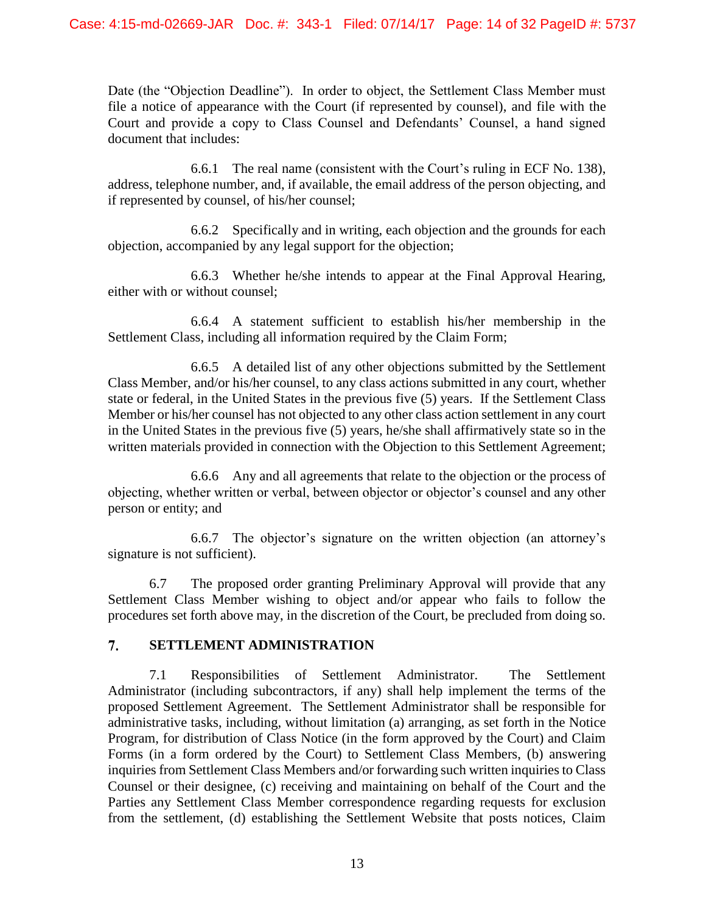Date (the "Objection Deadline"). In order to object, the Settlement Class Member must file a notice of appearance with the Court (if represented by counsel), and file with the Court and provide a copy to Class Counsel and Defendants' Counsel, a hand signed document that includes:

6.6.1 The real name (consistent with the Court's ruling in ECF No. 138), address, telephone number, and, if available, the email address of the person objecting, and if represented by counsel, of his/her counsel;

6.6.2 Specifically and in writing, each objection and the grounds for each objection, accompanied by any legal support for the objection;

6.6.3 Whether he/she intends to appear at the Final Approval Hearing, either with or without counsel;

6.6.4 A statement sufficient to establish his/her membership in the Settlement Class, including all information required by the Claim Form;

6.6.5 A detailed list of any other objections submitted by the Settlement Class Member, and/or his/her counsel, to any class actions submitted in any court, whether state or federal, in the United States in the previous five (5) years. If the Settlement Class Member or his/her counsel has not objected to any other class action settlement in any court in the United States in the previous five (5) years, he/she shall affirmatively state so in the written materials provided in connection with the Objection to this Settlement Agreement;

6.6.6 Any and all agreements that relate to the objection or the process of objecting, whether written or verbal, between objector or objector's counsel and any other person or entity; and

6.6.7 The objector's signature on the written objection (an attorney's signature is not sufficient).

6.7 The proposed order granting Preliminary Approval will provide that any Settlement Class Member wishing to object and/or appear who fails to follow the procedures set forth above may, in the discretion of the Court, be precluded from doing so.

## 7. SETTLEMENT ADMINISTRATION

7.1 Responsibilities of Settlement Administrator. The Settlement Administrator (including subcontractors, if any) shall help implement the terms of the proposed Settlement Agreement. The Settlement Administrator shall be responsible for administrative tasks, including, without limitation (a) arranging, as set forth in the Notice Program, for distribution of Class Notice (in the form approved by the Court) and Claim Forms (in a form ordered by the Court) to Settlement Class Members, (b) answering inquiries from Settlement Class Members and/or forwarding such written inquiries to Class Counsel or their designee, (c) receiving and maintaining on behalf of the Court and the Parties any Settlement Class Member correspondence regarding requests for exclusion from the settlement, (d) establishing the Settlement Website that posts notices, Claim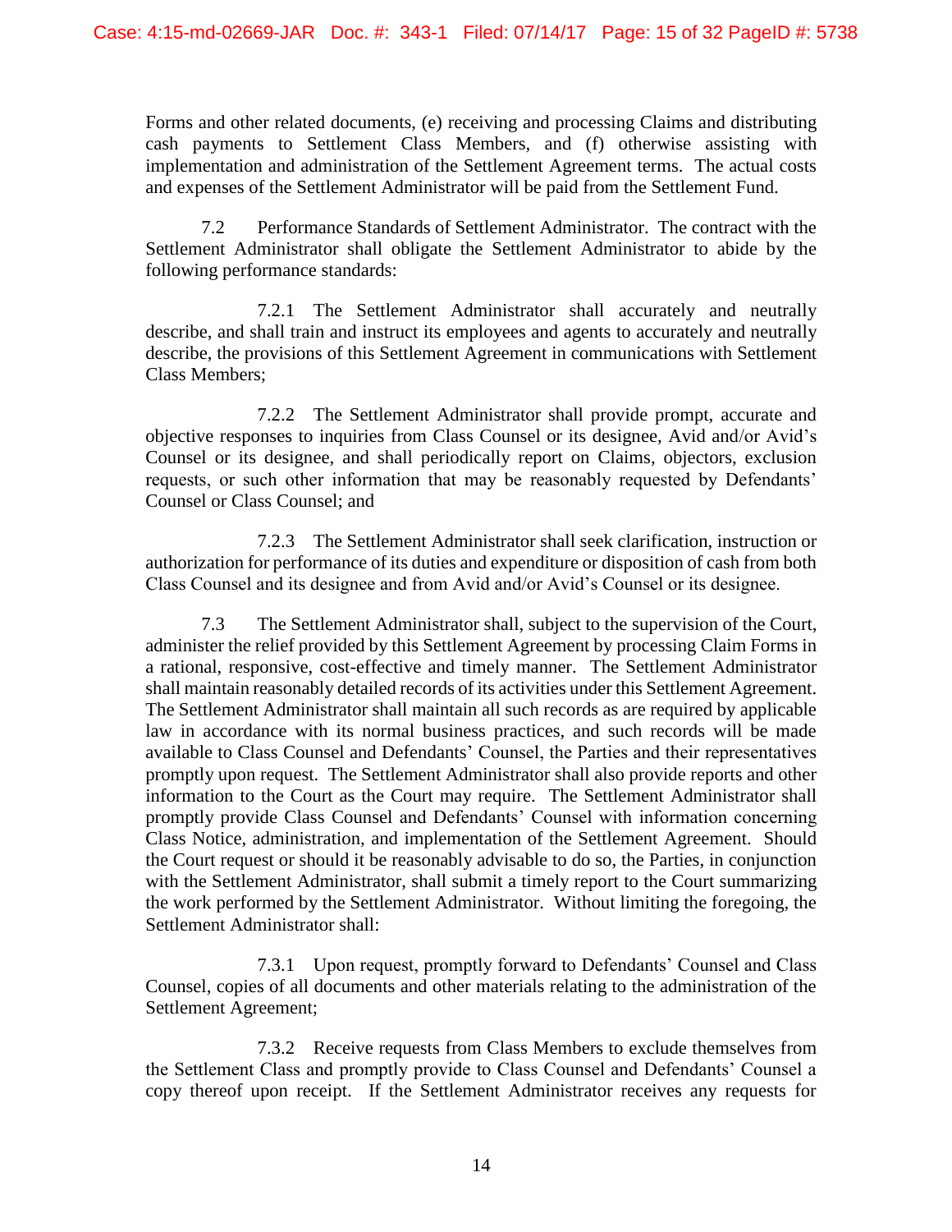Forms and other related documents, (e) receiving and processing Claims and distributing cash payments to Settlement Class Members, and (f) otherwise assisting with implementation and administration of the Settlement Agreement terms. The actual costs and expenses of the Settlement Administrator will be paid from the Settlement Fund.

7.2 Performance Standards of Settlement Administrator. The contract with the Settlement Administrator shall obligate the Settlement Administrator to abide by the following performance standards:

7.2.1 The Settlement Administrator shall accurately and neutrally describe, and shall train and instruct its employees and agents to accurately and neutrally describe, the provisions of this Settlement Agreement in communications with Settlement Class Members;

7.2.2 The Settlement Administrator shall provide prompt, accurate and objective responses to inquiries from Class Counsel or its designee, Avid and/or Avid's Counsel or its designee, and shall periodically report on Claims, objectors, exclusion requests, or such other information that may be reasonably requested by Defendants' Counsel or Class Counsel; and

7.2.3 The Settlement Administrator shall seek clarification, instruction or authorization for performance of its duties and expenditure or disposition of cash from both Class Counsel and its designee and from Avid and/or Avid's Counsel or its designee.

7.3 The Settlement Administrator shall, subject to the supervision of the Court, administer the relief provided by this Settlement Agreement by processing Claim Forms in a rational, responsive, cost-effective and timely manner. The Settlement Administrator shall maintain reasonably detailed records of its activities under this Settlement Agreement. The Settlement Administrator shall maintain all such records as are required by applicable law in accordance with its normal business practices, and such records will be made available to Class Counsel and Defendants' Counsel, the Parties and their representatives promptly upon request. The Settlement Administrator shall also provide reports and other information to the Court as the Court may require. The Settlement Administrator shall promptly provide Class Counsel and Defendants' Counsel with information concerning Class Notice, administration, and implementation of the Settlement Agreement. Should the Court request or should it be reasonably advisable to do so, the Parties, in conjunction with the Settlement Administrator, shall submit a timely report to the Court summarizing the work performed by the Settlement Administrator. Without limiting the foregoing, the Settlement Administrator shall:

7.3.1 Upon request, promptly forward to Defendants' Counsel and Class Counsel, copies of all documents and other materials relating to the administration of the Settlement Agreement;

7.3.2 Receive requests from Class Members to exclude themselves from the Settlement Class and promptly provide to Class Counsel and Defendants' Counsel a copy thereof upon receipt. If the Settlement Administrator receives any requests for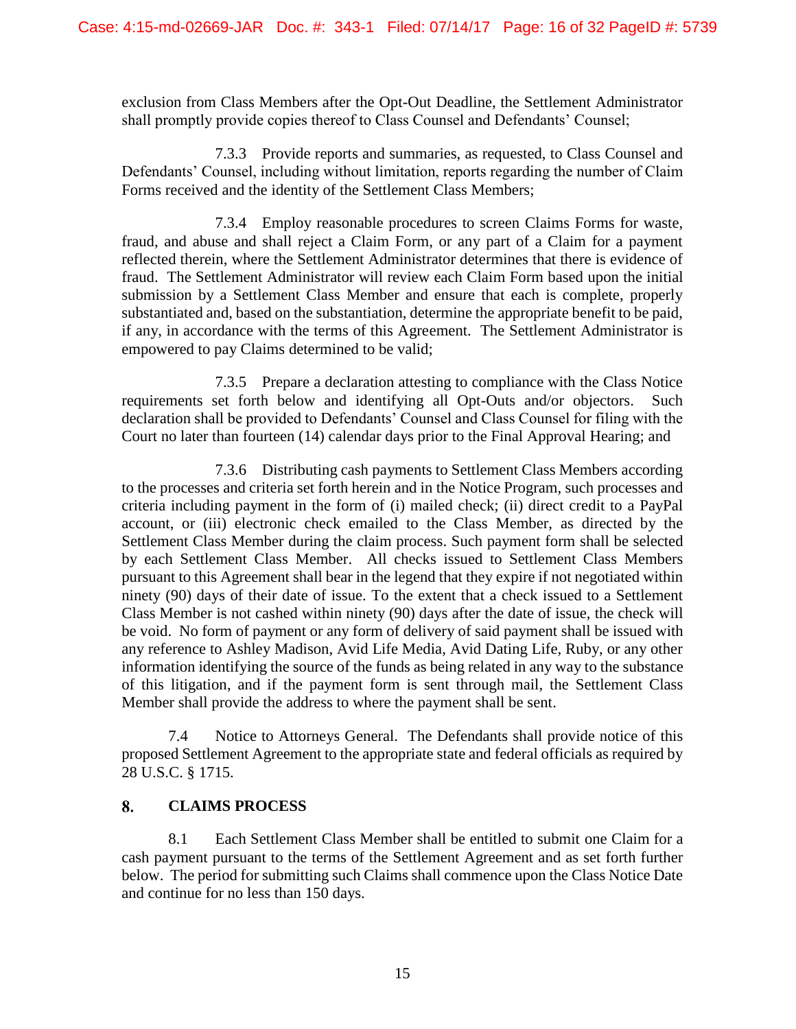exclusion from Class Members after the Opt-Out Deadline, the Settlement Administrator shall promptly provide copies thereof to Class Counsel and Defendants' Counsel;

7.3.3 Provide reports and summaries, as requested, to Class Counsel and Defendants' Counsel, including without limitation, reports regarding the number of Claim Forms received and the identity of the Settlement Class Members;

7.3.4 Employ reasonable procedures to screen Claims Forms for waste, fraud, and abuse and shall reject a Claim Form, or any part of a Claim for a payment reflected therein, where the Settlement Administrator determines that there is evidence of fraud. The Settlement Administrator will review each Claim Form based upon the initial submission by a Settlement Class Member and ensure that each is complete, properly substantiated and, based on the substantiation, determine the appropriate benefit to be paid, if any, in accordance with the terms of this Agreement. The Settlement Administrator is empowered to pay Claims determined to be valid;

7.3.5 Prepare a declaration attesting to compliance with the Class Notice requirements set forth below and identifying all Opt-Outs and/or objectors. Such declaration shall be provided to Defendants' Counsel and Class Counsel for filing with the Court no later than fourteen (14) calendar days prior to the Final Approval Hearing; and

7.3.6 Distributing cash payments to Settlement Class Members according to the processes and criteria set forth herein and in the Notice Program, such processes and criteria including payment in the form of (i) mailed check; (ii) direct credit to a PayPal account, or (iii) electronic check emailed to the Class Member, as directed by the Settlement Class Member during the claim process. Such payment form shall be selected by each Settlement Class Member. All checks issued to Settlement Class Members pursuant to this Agreement shall bear in the legend that they expire if not negotiated within ninety (90) days of their date of issue. To the extent that a check issued to a Settlement Class Member is not cashed within ninety (90) days after the date of issue, the check will be void. No form of payment or any form of delivery of said payment shall be issued with any reference to Ashley Madison, Avid Life Media, Avid Dating Life, Ruby, or any other information identifying the source of the funds as being related in any way to the substance of this litigation, and if the payment form is sent through mail, the Settlement Class Member shall provide the address to where the payment shall be sent.

7.4 Notice to Attorneys General. The Defendants shall provide notice of this proposed Settlement Agreement to the appropriate state and federal officials as required by 28 U.S.C. § 1715.

## 8. CLAIMS PROCESS

8.1 Each Settlement Class Member shall be entitled to submit one Claim for a cash payment pursuant to the terms of the Settlement Agreement and as set forth further below. The period for submitting such Claims shall commence upon the Class Notice Date and continue for no less than 150 days.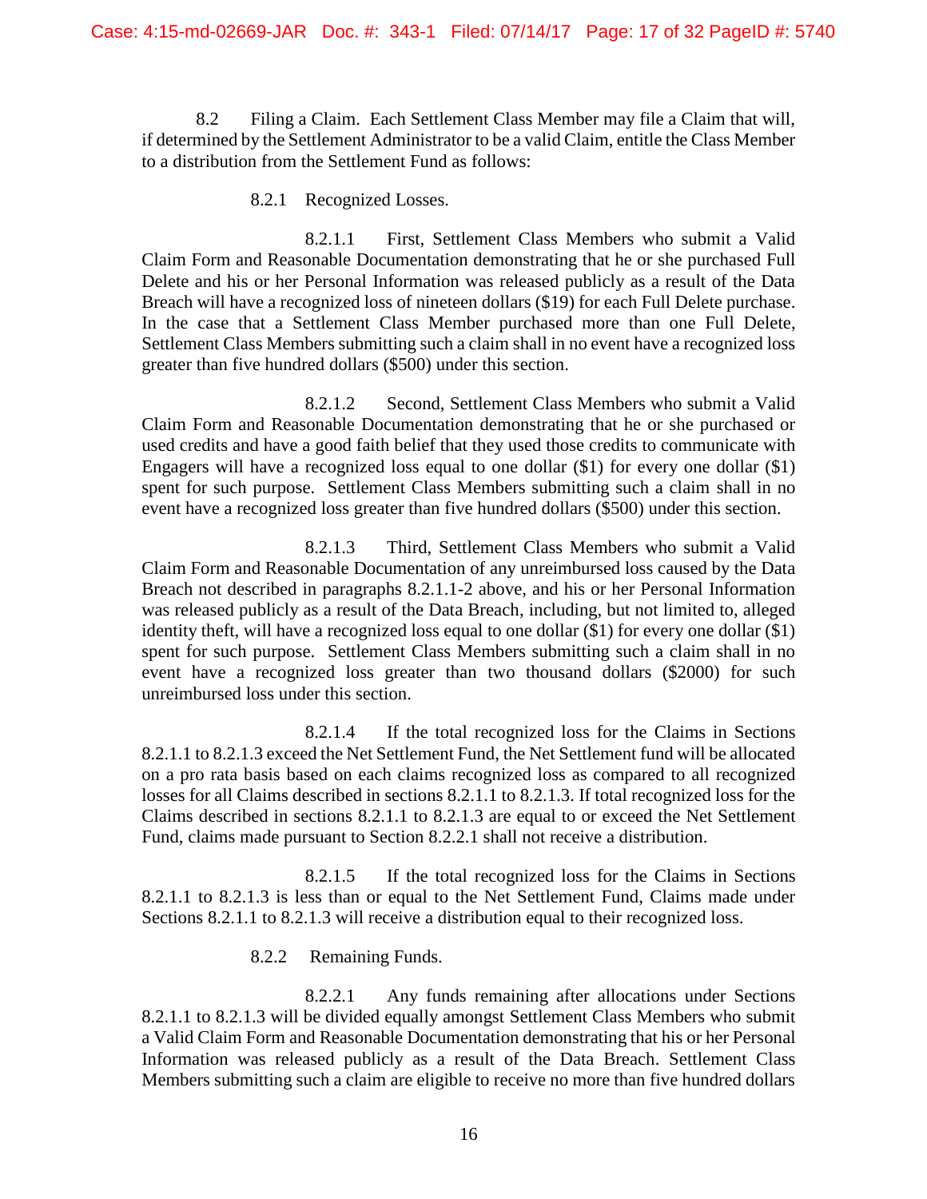8.2 Filing a Claim. Each Settlement Class Member may file a Claim that will, if determined by the Settlement Administrator to be a valid Claim, entitle the Class Member to a distribution from the Settlement Fund as follows:

8.2.1 Recognized Losses.

8.2.1.1 First, Settlement Class Members who submit a Valid Claim Form and Reasonable Documentation demonstrating that he or she purchased Full Delete and his or her Personal Information was released publicly as a result of the Data Breach will have a recognized loss of nineteen dollars ($19) for each Full Delete purchase. In the case that a Settlement Class Member purchased more than one Full Delete, Settlement Class Members submitting such a claim shall in no event have a recognized loss greater than five hundred dollars ($500) under this section.

8.2.1.2 Second, Settlement Class Members who submit a Valid Claim Form and Reasonable Documentation demonstrating that he or she purchased or used credits and have a good faith belief that they used those credits to communicate with Engagers will have a recognized loss equal to one dollar ($1) for every one dollar ($1) spent for such purpose. Settlement Class Members submitting such a claim shall in no event have a recognized loss greater than five hundred dollars ($500) under this section.

8.2.1.3 Third, Settlement Class Members who submit a Valid Claim Form and Reasonable Documentation of any unreimbursed loss caused by the Data Breach not described in paragraphs 8.2.1.1-2 above, and his or her Personal Information was released publicly as a result of the Data Breach, including, but not limited to, alleged identity theft, will have a recognized loss equal to one dollar ($1) for every one dollar ($1) spent for such purpose. Settlement Class Members submitting such a claim shall in no event have a recognized loss greater than two thousand dollars ($2000) for such unreimbursed loss under this section.

8.2.1.4 If the total recognized loss for the Claims in Sections 8.2.1.1 to 8.2.1.3 exceed the Net Settlement Fund, the Net Settlement fund will be allocated on a pro rata basis based on each claims recognized loss as compared to all recognized losses for all Claims described in sections 8.2.1.1 to 8.2.1.3. If total recognized loss for the Claims described in sections 8.2.1.1 to 8.2.1.3 are equal to or exceed the Net Settlement Fund, claims made pursuant to Section 8.2.2.1 shall not receive a distribution.

8.2.1.5 If the total recognized loss for the Claims in Sections 8.2.1.1 to 8.2.1.3 is less than or equal to the Net Settlement Fund, Claims made under Sections 8.2.1.1 to 8.2.1.3 will receive a distribution equal to their recognized loss.

8.2.2 Remaining Funds.

8.2.2.1 Any funds remaining after allocations under Sections 8.2.1.1 to 8.2.1.3 will be divided equally amongst Settlement Class Members who submit a Valid Claim Form and Reasonable Documentation demonstrating that his or her Personal Information was released publicly as a result of the Data Breach. Settlement Class Members submitting such a claim are eligible to receive no more than five hundred dollars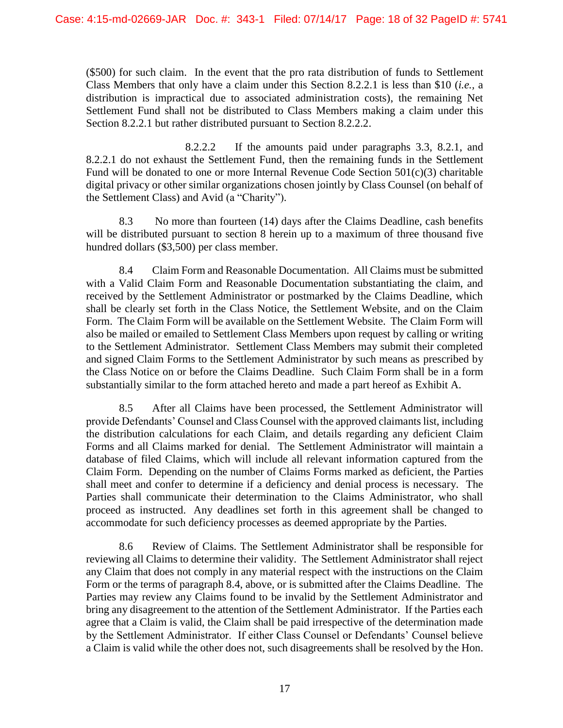($500) for such claim. In the event that the pro rata distribution of funds to Settlement Class Members that only have a claim under this Section 8.2.2.1 is less than $10 (*i.e.*, a distribution is impractical due to associated administration costs), the remaining Net Settlement Fund shall not be distributed to Class Members making a claim under this Section 8.2.2.1 but rather distributed pursuant to Section 8.2.2.2.

8.2.2.2 If the amounts paid under paragraphs 3.3, 8.2.1, and 8.2.2.1 do not exhaust the Settlement Fund, then the remaining funds in the Settlement Fund will be donated to one or more Internal Revenue Code Section 501(c)(3) charitable digital privacy or other similar organizations chosen jointly by Class Counsel (on behalf of the Settlement Class) and Avid (a "Charity").

8.3 No more than fourteen (14) days after the Claims Deadline, cash benefits will be distributed pursuant to section 8 herein up to a maximum of three thousand five hundred dollars ($3,500) per class member.

8.4 Claim Form and Reasonable Documentation. All Claims must be submitted with a Valid Claim Form and Reasonable Documentation substantiating the claim, and received by the Settlement Administrator or postmarked by the Claims Deadline, which shall be clearly set forth in the Class Notice, the Settlement Website, and on the Claim Form. The Claim Form will be available on the Settlement Website. The Claim Form will also be mailed or emailed to Settlement Class Members upon request by calling or writing to the Settlement Administrator. Settlement Class Members may submit their completed and signed Claim Forms to the Settlement Administrator by such means as prescribed by the Class Notice on or before the Claims Deadline. Such Claim Form shall be in a form substantially similar to the form attached hereto and made a part hereof as Exhibit A.

8.5 After all Claims have been processed, the Settlement Administrator will provide Defendants' Counsel and Class Counsel with the approved claimants list, including the distribution calculations for each Claim, and details regarding any deficient Claim Forms and all Claims marked for denial. The Settlement Administrator will maintain a database of filed Claims, which will include all relevant information captured from the Claim Form. Depending on the number of Claims Forms marked as deficient, the Parties shall meet and confer to determine if a deficiency and denial process is necessary. The Parties shall communicate their determination to the Claims Administrator, who shall proceed as instructed. Any deadlines set forth in this agreement shall be changed to accommodate for such deficiency processes as deemed appropriate by the Parties.

8.6 Review of Claims. The Settlement Administrator shall be responsible for reviewing all Claims to determine their validity. The Settlement Administrator shall reject any Claim that does not comply in any material respect with the instructions on the Claim Form or the terms of paragraph 8.4, above, or is submitted after the Claims Deadline. The Parties may review any Claims found to be invalid by the Settlement Administrator and bring any disagreement to the attention of the Settlement Administrator. If the Parties each agree that a Claim is valid, the Claim shall be paid irrespective of the determination made by the Settlement Administrator. If either Class Counsel or Defendants' Counsel believe a Claim is valid while the other does not, such disagreements shall be resolved by the Hon.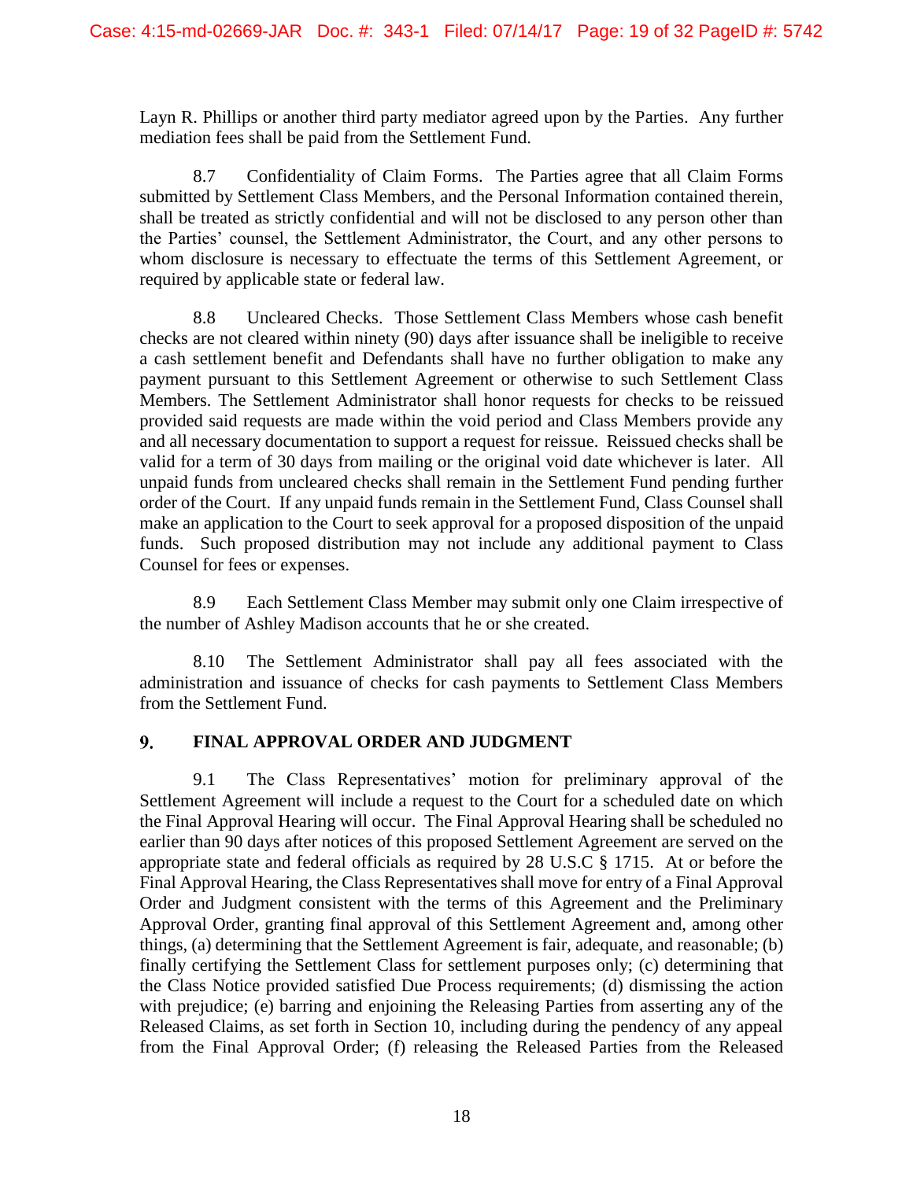Layn R. Phillips or another third party mediator agreed upon by the Parties. Any further mediation fees shall be paid from the Settlement Fund.

8.7 Confidentiality of Claim Forms. The Parties agree that all Claim Forms submitted by Settlement Class Members, and the Personal Information contained therein, shall be treated as strictly confidential and will not be disclosed to any person other than the Parties' counsel, the Settlement Administrator, the Court, and any other persons to whom disclosure is necessary to effectuate the terms of this Settlement Agreement, or required by applicable state or federal law.

8.8 Uncleared Checks. Those Settlement Class Members whose cash benefit checks are not cleared within ninety (90) days after issuance shall be ineligible to receive a cash settlement benefit and Defendants shall have no further obligation to make any payment pursuant to this Settlement Agreement or otherwise to such Settlement Class Members. The Settlement Administrator shall honor requests for checks to be reissued provided said requests are made within the void period and Class Members provide any and all necessary documentation to support a request for reissue. Reissued checks shall be valid for a term of 30 days from mailing or the original void date whichever is later. All unpaid funds from uncleared checks shall remain in the Settlement Fund pending further order of the Court. If any unpaid funds remain in the Settlement Fund, Class Counsel shall make an application to the Court to seek approval for a proposed disposition of the unpaid funds. Such proposed distribution may not include any additional payment to Class Counsel for fees or expenses.

8.9 Each Settlement Class Member may submit only one Claim irrespective of the number of Ashley Madison accounts that he or she created.

8.10 The Settlement Administrator shall pay all fees associated with the administration and issuance of checks for cash payments to Settlement Class Members from the Settlement Fund.

## 9. FINAL APPROVAL ORDER AND JUDGMENT

9.1 The Class Representatives' motion for preliminary approval of the Settlement Agreement will include a request to the Court for a scheduled date on which the Final Approval Hearing will occur. The Final Approval Hearing shall be scheduled no earlier than 90 days after notices of this proposed Settlement Agreement are served on the appropriate state and federal officials as required by 28 U.S.C § 1715. At or before the Final Approval Hearing, the Class Representatives shall move for entry of a Final Approval Order and Judgment consistent with the terms of this Agreement and the Preliminary Approval Order, granting final approval of this Settlement Agreement and, among other things, (a) determining that the Settlement Agreement is fair, adequate, and reasonable; (b) finally certifying the Settlement Class for settlement purposes only; (c) determining that the Class Notice provided satisfied Due Process requirements; (d) dismissing the action with prejudice; (e) barring and enjoining the Releasing Parties from asserting any of the Released Claims, as set forth in Section 10, including during the pendency of any appeal from the Final Approval Order; (f) releasing the Released Parties from the Released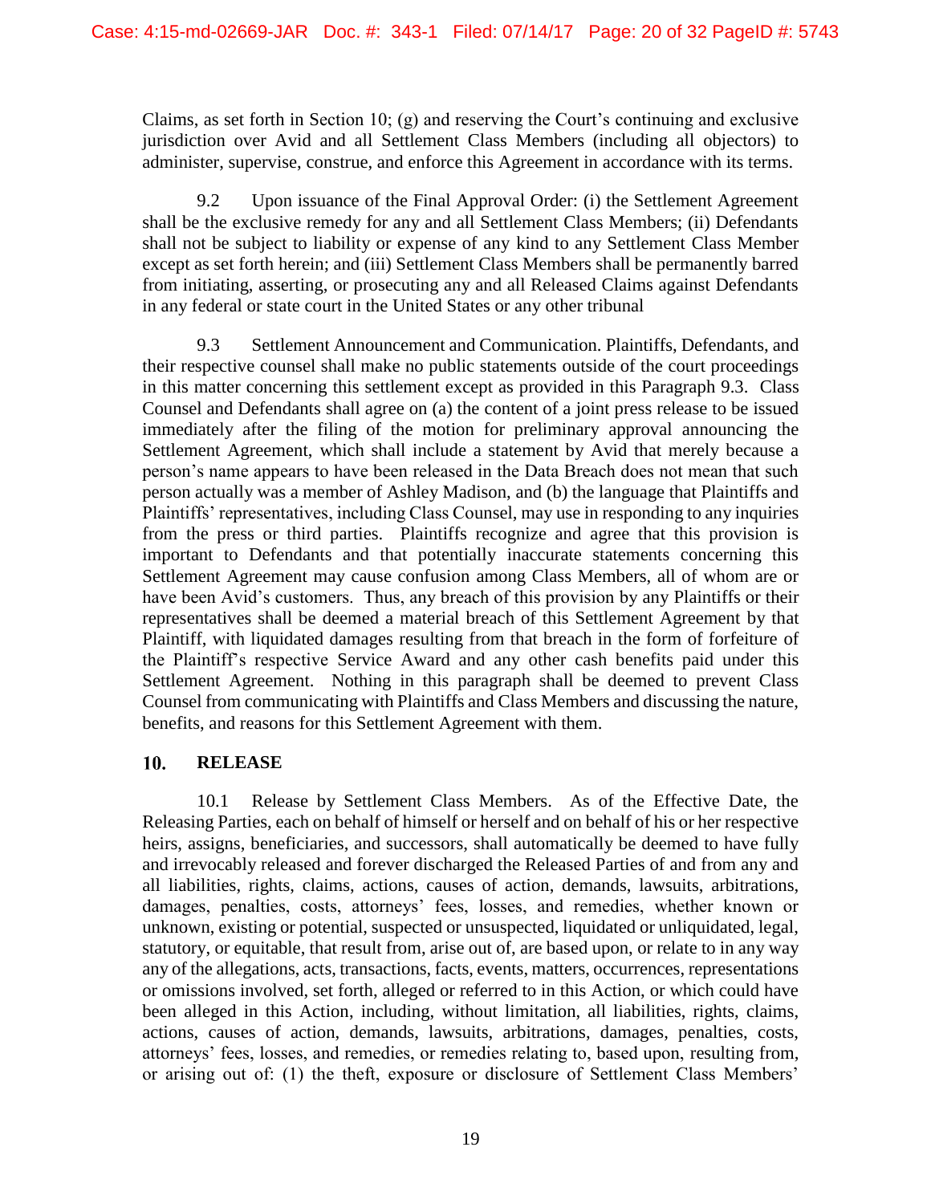Claims, as set forth in Section 10; (g) and reserving the Court's continuing and exclusive jurisdiction over Avid and all Settlement Class Members (including all objectors) to administer, supervise, construe, and enforce this Agreement in accordance with its terms.

9.2 Upon issuance of the Final Approval Order: (i) the Settlement Agreement shall be the exclusive remedy for any and all Settlement Class Members; (ii) Defendants shall not be subject to liability or expense of any kind to any Settlement Class Member except as set forth herein; and (iii) Settlement Class Members shall be permanently barred from initiating, asserting, or prosecuting any and all Released Claims against Defendants in any federal or state court in the United States or any other tribunal

9.3 Settlement Announcement and Communication. Plaintiffs, Defendants, and their respective counsel shall make no public statements outside of the court proceedings in this matter concerning this settlement except as provided in this Paragraph 9.3. Class Counsel and Defendants shall agree on (a) the content of a joint press release to be issued immediately after the filing of the motion for preliminary approval announcing the Settlement Agreement, which shall include a statement by Avid that merely because a person's name appears to have been released in the Data Breach does not mean that such person actually was a member of Ashley Madison, and (b) the language that Plaintiffs and Plaintiffs' representatives, including Class Counsel, may use in responding to any inquiries from the press or third parties. Plaintiffs recognize and agree that this provision is important to Defendants and that potentially inaccurate statements concerning this Settlement Agreement may cause confusion among Class Members, all of whom are or have been Avid's customers. Thus, any breach of this provision by any Plaintiffs or their representatives shall be deemed a material breach of this Settlement Agreement by that Plaintiff, with liquidated damages resulting from that breach in the form of forfeiture of the Plaintiff's respective Service Award and any other cash benefits paid under this Settlement Agreement. Nothing in this paragraph shall be deemed to prevent Class Counsel from communicating with Plaintiffs and Class Members and discussing the nature, benefits, and reasons for this Settlement Agreement with them.

## 10. RELEASE

10.1 Release by Settlement Class Members. As of the Effective Date, the Releasing Parties, each on behalf of himself or herself and on behalf of his or her respective heirs, assigns, beneficiaries, and successors, shall automatically be deemed to have fully and irrevocably released and forever discharged the Released Parties of and from any and all liabilities, rights, claims, actions, causes of action, demands, lawsuits, arbitrations, damages, penalties, costs, attorneys' fees, losses, and remedies, whether known or unknown, existing or potential, suspected or unsuspected, liquidated or unliquidated, legal, statutory, or equitable, that result from, arise out of, are based upon, or relate to in any way any of the allegations, acts, transactions, facts, events, matters, occurrences, representations or omissions involved, set forth, alleged or referred to in this Action, or which could have been alleged in this Action, including, without limitation, all liabilities, rights, claims, actions, causes of action, demands, lawsuits, arbitrations, damages, penalties, costs, attorneys' fees, losses, and remedies, or remedies relating to, based upon, resulting from, or arising out of: (1) the theft, exposure or disclosure of Settlement Class Members'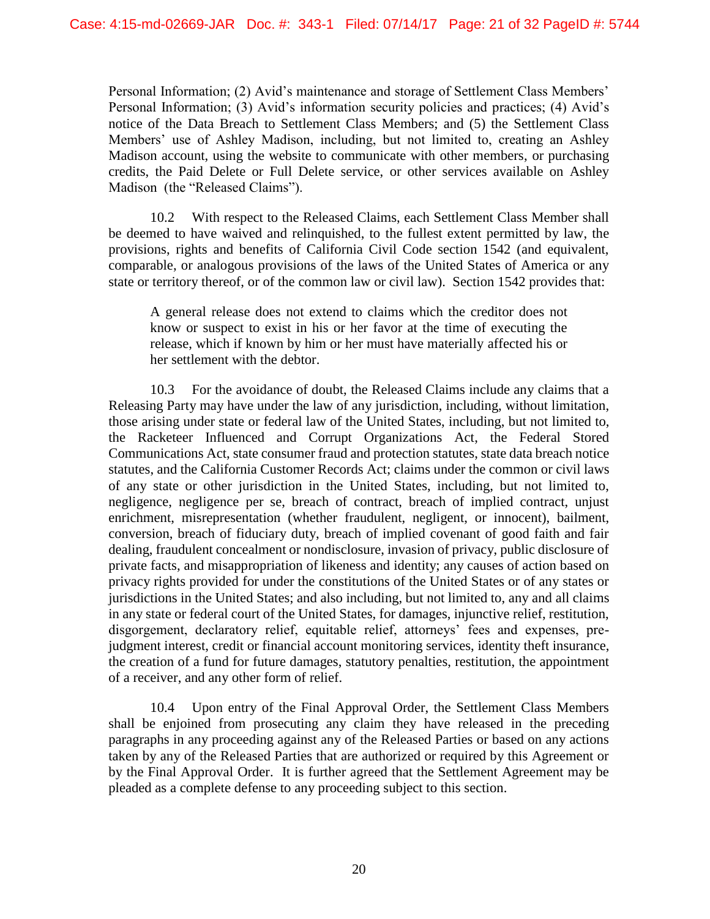Personal Information; (2) Avid's maintenance and storage of Settlement Class Members' Personal Information; (3) Avid's information security policies and practices; (4) Avid's notice of the Data Breach to Settlement Class Members; and (5) the Settlement Class Members' use of Ashley Madison, including, but not limited to, creating an Ashley Madison account, using the website to communicate with other members, or purchasing credits, the Paid Delete or Full Delete service, or other services available on Ashley Madison (the "Released Claims").

10.2 With respect to the Released Claims, each Settlement Class Member shall be deemed to have waived and relinquished, to the fullest extent permitted by law, the provisions, rights and benefits of California Civil Code section 1542 (and equivalent, comparable, or analogous provisions of the laws of the United States of America or any state or territory thereof, or of the common law or civil law). Section 1542 provides that:

> A general release does not extend to claims which the creditor does not know or suspect to exist in his or her favor at the time of executing the release, which if known by him or her must have materially affected his or her settlement with the debtor.

10.3 For the avoidance of doubt, the Released Claims include any claims that a Releasing Party may have under the law of any jurisdiction, including, without limitation, those arising under state or federal law of the United States, including, but not limited to, the Racketeer Influenced and Corrupt Organizations Act, the Federal Stored Communications Act, state consumer fraud and protection statutes, state data breach notice statutes, and the California Customer Records Act; claims under the common or civil laws of any state or other jurisdiction in the United States, including, but not limited to, negligence, negligence per se, breach of contract, breach of implied contract, unjust enrichment, misrepresentation (whether fraudulent, negligent, or innocent), bailment, conversion, breach of fiduciary duty, breach of implied covenant of good faith and fair dealing, fraudulent concealment or nondisclosure, invasion of privacy, public disclosure of private facts, and misappropriation of likeness and identity; any causes of action based on privacy rights provided for under the constitutions of the United States or of any states or jurisdictions in the United States; and also including, but not limited to, any and all claims in any state or federal court of the United States, for damages, injunctive relief, restitution, disgorgement, declaratory relief, equitable relief, attorneys' fees and expenses, pre-judgment interest, credit or financial account monitoring services, identity theft insurance, the creation of a fund for future damages, statutory penalties, restitution, the appointment of a receiver, and any other form of relief.

10.4 Upon entry of the Final Approval Order, the Settlement Class Members shall be enjoined from prosecuting any claim they have released in the preceding paragraphs in any proceeding against any of the Released Parties or based on any actions taken by any of the Released Parties that are authorized or required by this Agreement or by the Final Approval Order. It is further agreed that the Settlement Agreement may be pleaded as a complete defense to any proceeding subject to this section.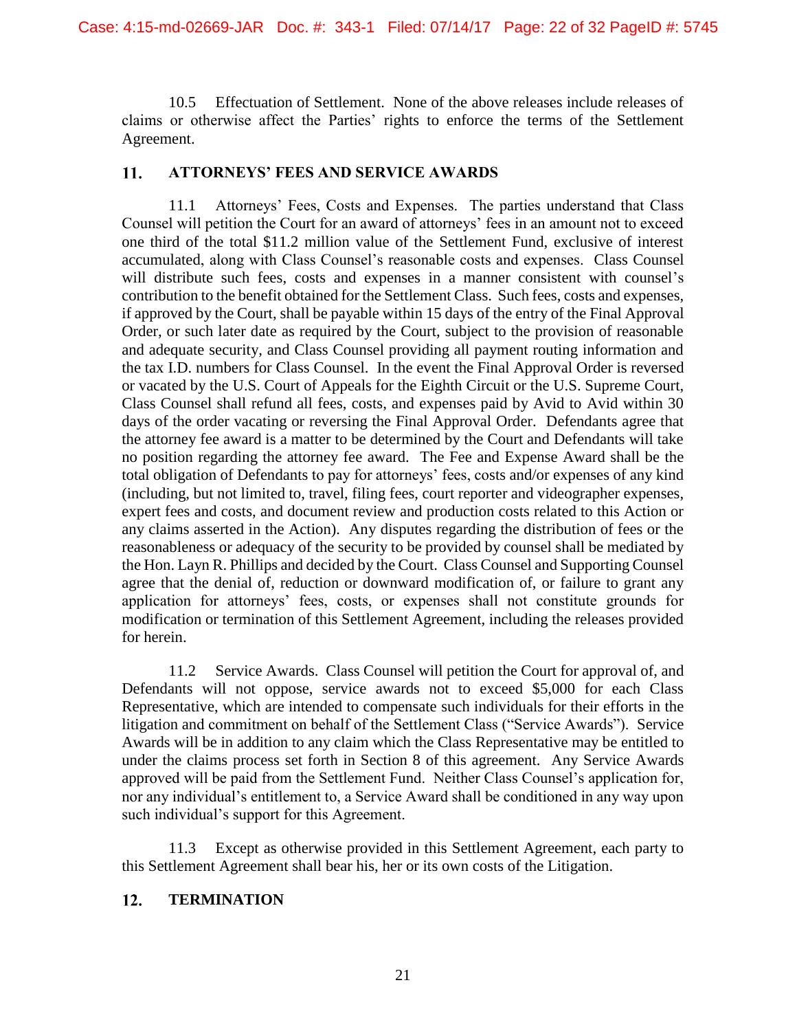10.5 Effectuation of Settlement. None of the above releases include releases of claims or otherwise affect the Parties' rights to enforce the terms of the Settlement Agreement.

## 11. ATTORNEYS' FEES AND SERVICE AWARDS

11.1 Attorneys' Fees, Costs and Expenses. The parties understand that Class Counsel will petition the Court for an award of attorneys' fees in an amount not to exceed one third of the total $11.2 million value of the Settlement Fund, exclusive of interest accumulated, along with Class Counsel's reasonable costs and expenses. Class Counsel will distribute such fees, costs and expenses in a manner consistent with counsel's contribution to the benefit obtained for the Settlement Class. Such fees, costs and expenses, if approved by the Court, shall be payable within 15 days of the entry of the Final Approval Order, or such later date as required by the Court, subject to the provision of reasonable and adequate security, and Class Counsel providing all payment routing information and the tax I.D. numbers for Class Counsel. In the event the Final Approval Order is reversed or vacated by the U.S. Court of Appeals for the Eighth Circuit or the U.S. Supreme Court, Class Counsel shall refund all fees, costs, and expenses paid by Avid to Avid within 30 days of the order vacating or reversing the Final Approval Order. Defendants agree that the attorney fee award is a matter to be determined by the Court and Defendants will take no position regarding the attorney fee award. The Fee and Expense Award shall be the total obligation of Defendants to pay for attorneys' fees, costs and/or expenses of any kind (including, but not limited to, travel, filing fees, court reporter and videographer expenses, expert fees and costs, and document review and production costs related to this Action or any claims asserted in the Action). Any disputes regarding the distribution of fees or the reasonableness or adequacy of the security to be provided by counsel shall be mediated by the Hon. Layn R. Phillips and decided by the Court. Class Counsel and Supporting Counsel agree that the denial of, reduction or downward modification of, or failure to grant any application for attorneys' fees, costs, or expenses shall not constitute grounds for modification or termination of this Settlement Agreement, including the releases provided for herein.

11.2 Service Awards. Class Counsel will petition the Court for approval of, and Defendants will not oppose, service awards not to exceed $5,000 for each Class Representative, which are intended to compensate such individuals for their efforts in the litigation and commitment on behalf of the Settlement Class ("Service Awards"). Service Awards will be in addition to any claim which the Class Representative may be entitled to under the claims process set forth in Section 8 of this agreement. Any Service Awards approved will be paid from the Settlement Fund. Neither Class Counsel's application for, nor any individual's entitlement to, a Service Award shall be conditioned in any way upon such individual's support for this Agreement.

11.3 Except as otherwise provided in this Settlement Agreement, each party to this Settlement Agreement shall bear his, her or its own costs of the Litigation.

## 12. TERMINATION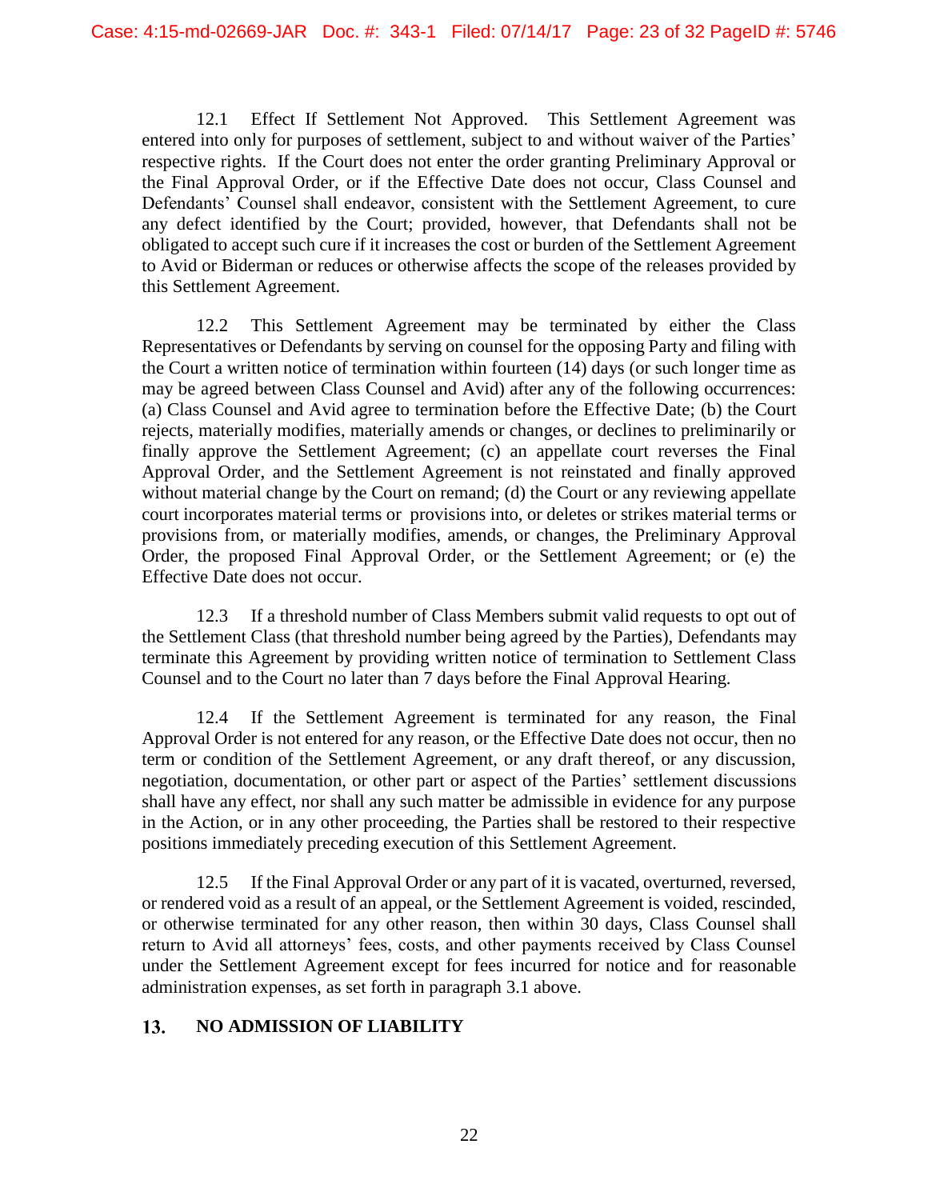12.1 Effect If Settlement Not Approved. This Settlement Agreement was entered into only for purposes of settlement, subject to and without waiver of the Parties' respective rights. If the Court does not enter the order granting Preliminary Approval or the Final Approval Order, or if the Effective Date does not occur, Class Counsel and Defendants' Counsel shall endeavor, consistent with the Settlement Agreement, to cure any defect identified by the Court; provided, however, that Defendants shall not be obligated to accept such cure if it increases the cost or burden of the Settlement Agreement to Avid or Biderman or reduces or otherwise affects the scope of the releases provided by this Settlement Agreement.

12.2 This Settlement Agreement may be terminated by either the Class Representatives or Defendants by serving on counsel for the opposing Party and filing with the Court a written notice of termination within fourteen (14) days (or such longer time as may be agreed between Class Counsel and Avid) after any of the following occurrences: (a) Class Counsel and Avid agree to termination before the Effective Date; (b) the Court rejects, materially modifies, materially amends or changes, or declines to preliminarily or finally approve the Settlement Agreement; (c) an appellate court reverses the Final Approval Order, and the Settlement Agreement is not reinstated and finally approved without material change by the Court on remand; (d) the Court or any reviewing appellate court incorporates material terms or provisions into, or deletes or strikes material terms or provisions from, or materially modifies, amends, or changes, the Preliminary Approval Order, the proposed Final Approval Order, or the Settlement Agreement; or (e) the Effective Date does not occur.

12.3 If a threshold number of Class Members submit valid requests to opt out of the Settlement Class (that threshold number being agreed by the Parties), Defendants may terminate this Agreement by providing written notice of termination to Settlement Class Counsel and to the Court no later than 7 days before the Final Approval Hearing.

12.4 If the Settlement Agreement is terminated for any reason, the Final Approval Order is not entered for any reason, or the Effective Date does not occur, then no term or condition of the Settlement Agreement, or any draft thereof, or any discussion, negotiation, documentation, or other part or aspect of the Parties' settlement discussions shall have any effect, nor shall any such matter be admissible in evidence for any purpose in the Action, or in any other proceeding, the Parties shall be restored to their respective positions immediately preceding execution of this Settlement Agreement.

12.5 If the Final Approval Order or any part of it is vacated, overturned, reversed, or rendered void as a result of an appeal, or the Settlement Agreement is voided, rescinded, or otherwise terminated for any other reason, then within 30 days, Class Counsel shall return to Avid all attorneys' fees, costs, and other payments received by Class Counsel under the Settlement Agreement except for fees incurred for notice and for reasonable administration expenses, as set forth in paragraph 3.1 above.

## 13. NO ADMISSION OF LIABILITY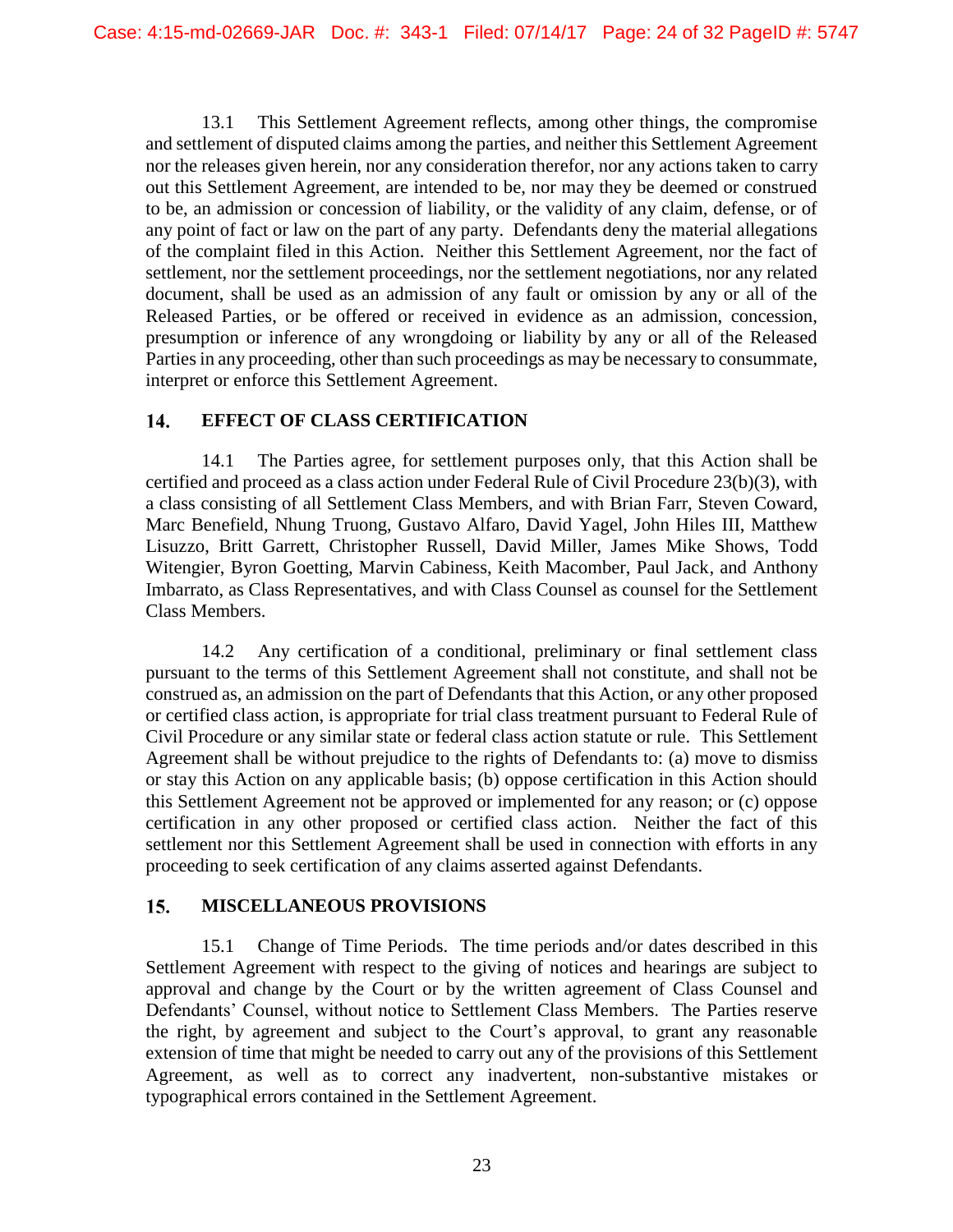13.1 This Settlement Agreement reflects, among other things, the compromise and settlement of disputed claims among the parties, and neither this Settlement Agreement nor the releases given herein, nor any consideration therefor, nor any actions taken to carry out this Settlement Agreement, are intended to be, nor may they be deemed or construed to be, an admission or concession of liability, or the validity of any claim, defense, or of any point of fact or law on the part of any party. Defendants deny the material allegations of the complaint filed in this Action. Neither this Settlement Agreement, nor the fact of settlement, nor the settlement proceedings, nor the settlement negotiations, nor any related document, shall be used as an admission of any fault or omission by any or all of the Released Parties, or be offered or received in evidence as an admission, concession, presumption or inference of any wrongdoing or liability by any or all of the Released Parties in any proceeding, other than such proceedings as may be necessary to consummate, interpret or enforce this Settlement Agreement.

## 14. EFFECT OF CLASS CERTIFICATION

14.1 The Parties agree, for settlement purposes only, that this Action shall be certified and proceed as a class action under Federal Rule of Civil Procedure 23(b)(3), with a class consisting of all Settlement Class Members, and with Brian Farr, Steven Coward, Marc Benefield, Nhung Truong, Gustavo Alfaro, David Yagel, John Hiles III, Matthew Lisuzzo, Britt Garrett, Christopher Russell, David Miller, James Mike Shows, Todd Witengier, Byron Goetting, Marvin Cabiness, Keith Macomber, Paul Jack, and Anthony Imbarrato, as Class Representatives, and with Class Counsel as counsel for the Settlement Class Members.

14.2 Any certification of a conditional, preliminary or final settlement class pursuant to the terms of this Settlement Agreement shall not constitute, and shall not be construed as, an admission on the part of Defendants that this Action, or any other proposed or certified class action, is appropriate for trial class treatment pursuant to Federal Rule of Civil Procedure or any similar state or federal class action statute or rule. This Settlement Agreement shall be without prejudice to the rights of Defendants to: (a) move to dismiss or stay this Action on any applicable basis; (b) oppose certification in this Action should this Settlement Agreement not be approved or implemented for any reason; or (c) oppose certification in any other proposed or certified class action. Neither the fact of this settlement nor this Settlement Agreement shall be used in connection with efforts in any proceeding to seek certification of any claims asserted against Defendants.

## 15. MISCELLANEOUS PROVISIONS

15.1 Change of Time Periods. The time periods and/or dates described in this Settlement Agreement with respect to the giving of notices and hearings are subject to approval and change by the Court or by the written agreement of Class Counsel and Defendants' Counsel, without notice to Settlement Class Members. The Parties reserve the right, by agreement and subject to the Court's approval, to grant any reasonable extension of time that might be needed to carry out any of the provisions of this Settlement Agreement, as well as to correct any inadvertent, non-substantive mistakes or typographical errors contained in the Settlement Agreement.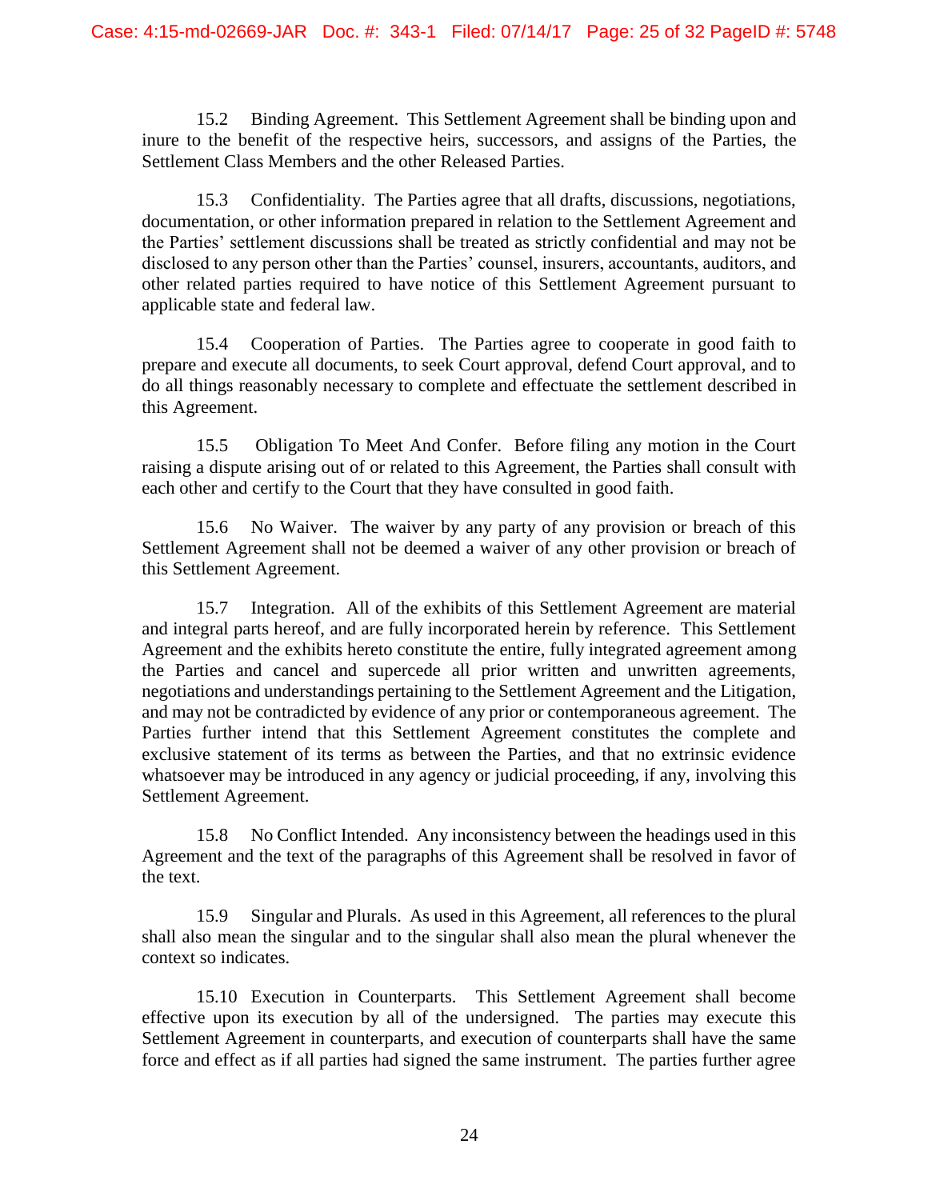15.2 Binding Agreement. This Settlement Agreement shall be binding upon and inure to the benefit of the respective heirs, successors, and assigns of the Parties, the Settlement Class Members and the other Released Parties.

15.3 Confidentiality. The Parties agree that all drafts, discussions, negotiations, documentation, or other information prepared in relation to the Settlement Agreement and the Parties' settlement discussions shall be treated as strictly confidential and may not be disclosed to any person other than the Parties' counsel, insurers, accountants, auditors, and other related parties required to have notice of this Settlement Agreement pursuant to applicable state and federal law.

15.4 Cooperation of Parties. The Parties agree to cooperate in good faith to prepare and execute all documents, to seek Court approval, defend Court approval, and to do all things reasonably necessary to complete and effectuate the settlement described in this Agreement.

15.5 Obligation To Meet And Confer. Before filing any motion in the Court raising a dispute arising out of or related to this Agreement, the Parties shall consult with each other and certify to the Court that they have consulted in good faith.

15.6 No Waiver. The waiver by any party of any provision or breach of this Settlement Agreement shall not be deemed a waiver of any other provision or breach of this Settlement Agreement.

15.7 Integration. All of the exhibits of this Settlement Agreement are material and integral parts hereof, and are fully incorporated herein by reference. This Settlement Agreement and the exhibits hereto constitute the entire, fully integrated agreement among the Parties and cancel and supercede all prior written and unwritten agreements, negotiations and understandings pertaining to the Settlement Agreement and the Litigation, and may not be contradicted by evidence of any prior or contemporaneous agreement. The Parties further intend that this Settlement Agreement constitutes the complete and exclusive statement of its terms as between the Parties, and that no extrinsic evidence whatsoever may be introduced in any agency or judicial proceeding, if any, involving this Settlement Agreement.

15.8 No Conflict Intended. Any inconsistency between the headings used in this Agreement and the text of the paragraphs of this Agreement shall be resolved in favor of the text.

15.9 Singular and Plurals. As used in this Agreement, all references to the plural shall also mean the singular and to the singular shall also mean the plural whenever the context so indicates.

15.10 Execution in Counterparts. This Settlement Agreement shall become effective upon its execution by all of the undersigned. The parties may execute this Settlement Agreement in counterparts, and execution of counterparts shall have the same force and effect as if all parties had signed the same instrument. The parties further agree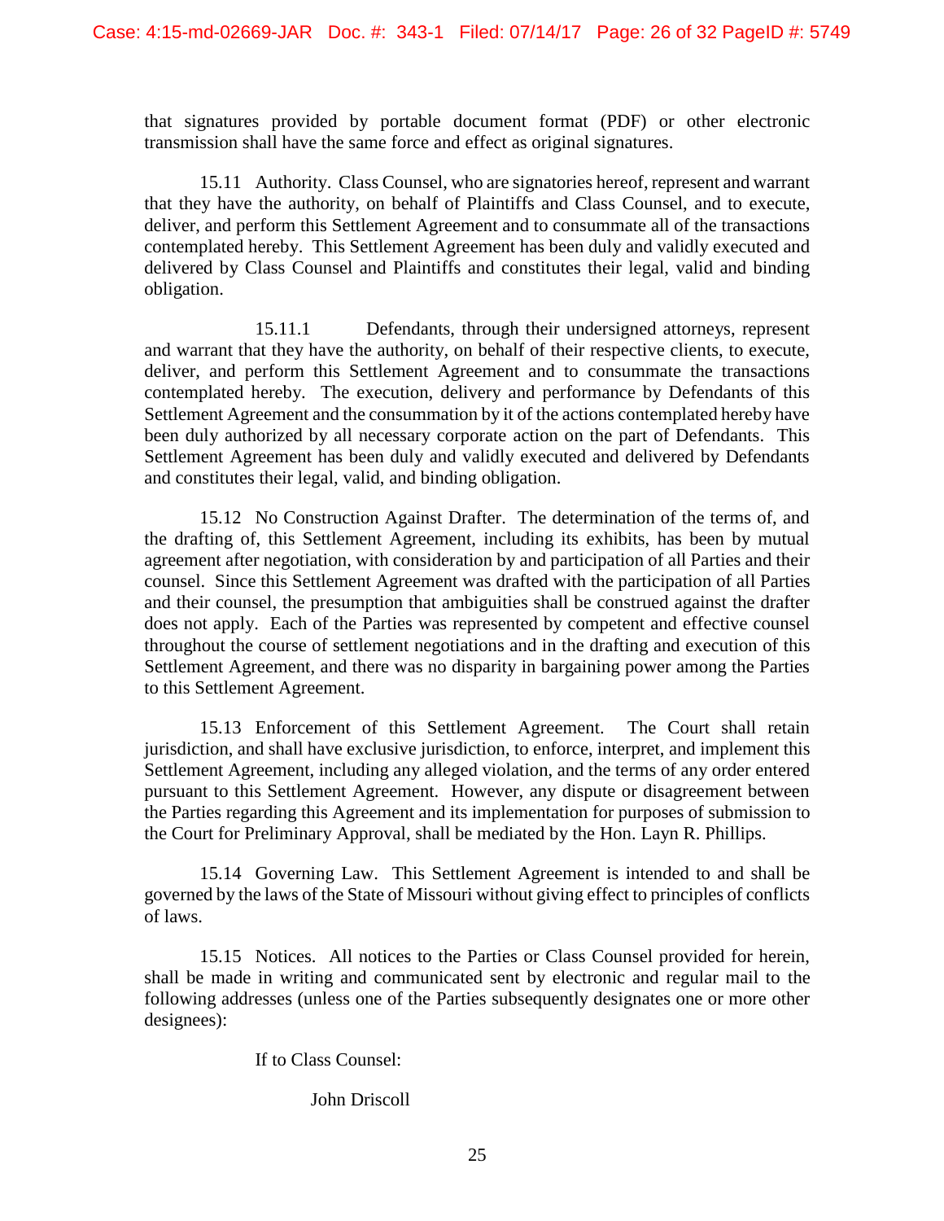that signatures provided by portable document format (PDF) or other electronic transmission shall have the same force and effect as original signatures.

15.11 Authority. Class Counsel, who are signatories hereof, represent and warrant that they have the authority, on behalf of Plaintiffs and Class Counsel, and to execute, deliver, and perform this Settlement Agreement and to consummate all of the transactions contemplated hereby. This Settlement Agreement has been duly and validly executed and delivered by Class Counsel and Plaintiffs and constitutes their legal, valid and binding obligation.

15.11.1 Defendants, through their undersigned attorneys, represent and warrant that they have the authority, on behalf of their respective clients, to execute, deliver, and perform this Settlement Agreement and to consummate the transactions contemplated hereby. The execution, delivery and performance by Defendants of this Settlement Agreement and the consummation by it of the actions contemplated hereby have been duly authorized by all necessary corporate action on the part of Defendants. This Settlement Agreement has been duly and validly executed and delivered by Defendants and constitutes their legal, valid, and binding obligation.

15.12 No Construction Against Drafter. The determination of the terms of, and the drafting of, this Settlement Agreement, including its exhibits, has been by mutual agreement after negotiation, with consideration by and participation of all Parties and their counsel. Since this Settlement Agreement was drafted with the participation of all Parties and their counsel, the presumption that ambiguities shall be construed against the drafter does not apply. Each of the Parties was represented by competent and effective counsel throughout the course of settlement negotiations and in the drafting and execution of this Settlement Agreement, and there was no disparity in bargaining power among the Parties to this Settlement Agreement.

15.13 Enforcement of this Settlement Agreement. The Court shall retain jurisdiction, and shall have exclusive jurisdiction, to enforce, interpret, and implement this Settlement Agreement, including any alleged violation, and the terms of any order entered pursuant to this Settlement Agreement. However, any dispute or disagreement between the Parties regarding this Agreement and its implementation for purposes of submission to the Court for Preliminary Approval, shall be mediated by the Hon. Layn R. Phillips.

15.14 Governing Law. This Settlement Agreement is intended to and shall be governed by the laws of the State of Missouri without giving effect to principles of conflicts of laws.

15.15 Notices. All notices to the Parties or Class Counsel provided for herein, shall be made in writing and communicated sent by electronic and regular mail to the following addresses (unless one of the Parties subsequently designates one or more other designees):

If to Class Counsel:

John Driscoll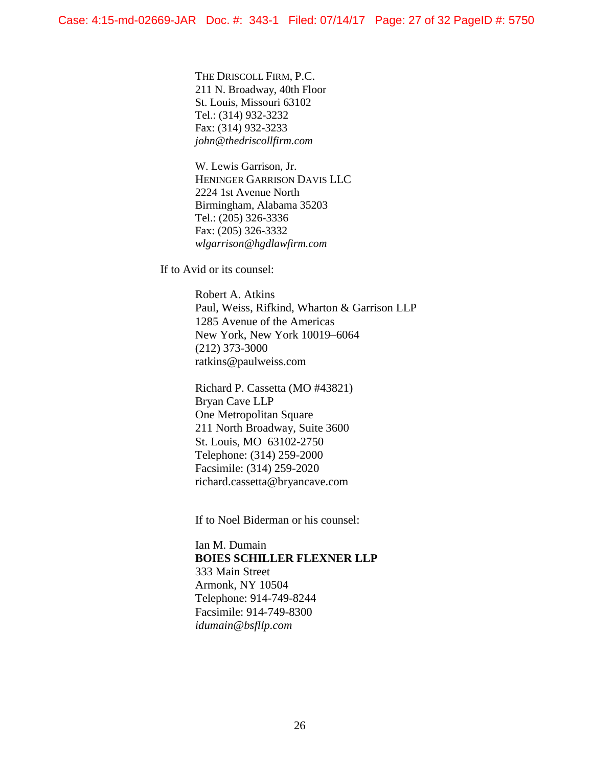THE DRISCOLL FIRM, P.C.
211 N. Broadway, 40th Floor
St. Louis, Missouri 63102
Tel.: (314) 932-3232
Fax: (314) 932-3233
*john@thedriscollfirm.com*

W. Lewis Garrison, Jr.
HENINGER GARRISON DAVIS LLC
2224 1st Avenue North
Birmingham, Alabama 35203
Tel.: (205) 326-3336
Fax: (205) 326-3332
*wlgarrison@hgdlawfirm.com*

If to Avid or its counsel:

Robert A. Atkins
Paul, Weiss, Rifkind, Wharton & Garrison LLP
1285 Avenue of the Americas
New York, New York 10019–6064
(212) 373-3000
ratkins@paulweiss.com

Richard P. Cassetta (MO #43821)
Bryan Cave LLP
One Metropolitan Square
211 North Broadway, Suite 3600
St. Louis, MO 63102-2750
Telephone: (314) 259-2000
Facsimile: (314) 259-2020
richard.cassetta@bryancave.com

If to Noel Biderman or his counsel:

Ian M. Dumain
**BOIES SCHILLER FLEXNER LLP**
333 Main Street
Armonk, NY 10504
Telephone: 914-749-8244
Facsimile: 914-749-8300
*idumain@bsfllp.com*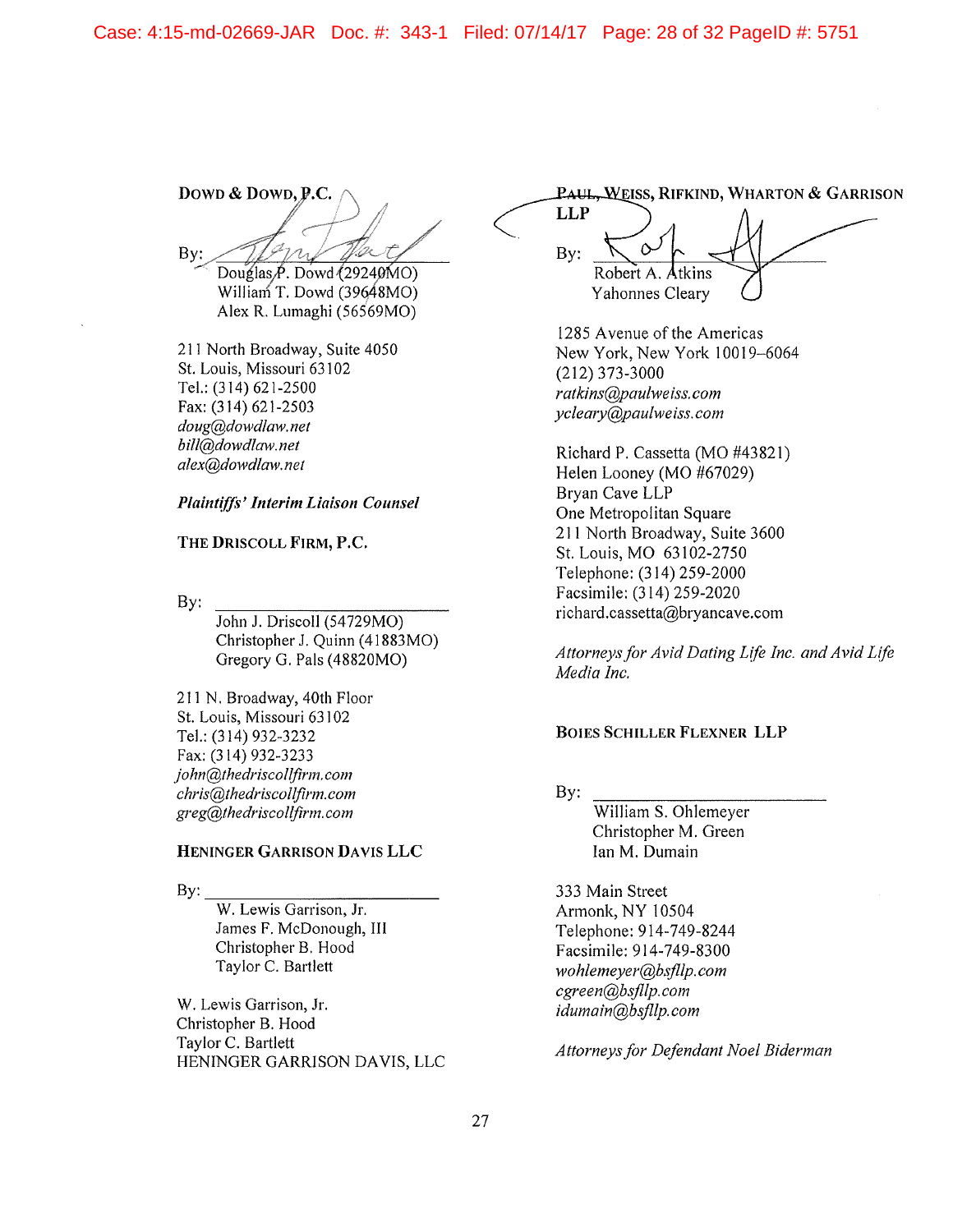**DOWD & DOWD, P.C.**

By: ______________________
Douglas P. Dowd (29240MO)
William T. Dowd (39648MO)
Alex R. Lumaghi (56569MO)

211 North Broadway, Suite 4050
St. Louis, Missouri 63102
Tel.: (314) 621-2500
Fax: (314) 621-2503
*doug@dowdlaw.net*
*bill@dowdlaw.net*
*alex@dowdlaw.net*

***Plaintiffs' Interim Liaison Counsel***

**THE DRISCOLL FIRM, P.C.**

By: ______________________
John J. Driscoll (54729MO)
Christopher J. Quinn (41883MO)
Gregory G. Pals (48820MO)

211 N. Broadway, 40th Floor
St. Louis, Missouri 63102
Tel.: (314) 932-3232
Fax: (314) 932-3233
*john@thedriscollfirm.com*
*chris@thedriscollfirm.com*
*greg@thedriscollfirm.com*

**HENINGER GARRISON DAVIS LLC**

By: ______________________
W. Lewis Garrison, Jr.
James F. McDonough, III
Christopher B. Hood
Taylor C. Bartlett

W. Lewis Garrison, Jr.
Christopher B. Hood
Taylor C. Bartlett
HENINGER GARRISON DAVIS, LLC

**PAUL, WEISS, RIFKIND, WHARTON & GARRISON LLP**

By: ______________________
Robert A. Atkins
Yahonnes Cleary

1285 Avenue of the Americas
New York, New York 10019–6064
(212) 373-3000
*ratkins@paulweiss.com*
*ycleary@paulweiss.com*

Richard P. Cassetta (MO #43821)
Helen Looney (MO #67029)
Bryan Cave LLP
One Metropolitan Square
211 North Broadway, Suite 3600
St. Louis, MO 63102-2750
Telephone: (314) 259-2000
Facsimile: (314) 259-2020
richard.cassetta@bryancave.com

*Attorneys for Avid Dating Life Inc. and Avid Life Media Inc.*

**BOIES SCHILLER FLEXNER LLP**

By: ______________________
William S. Ohlemeyer
Christopher M. Green
Ian M. Dumain

333 Main Street
Armonk, NY 10504
Telephone: 914-749-8244
Facsimile: 914-749-8300
*wohlemeyer@bsfllp.com*
*cgreen@bsfllp.com*
*idumain@bsfllp.com*

*Attorneys for Defendant Noel Biderman*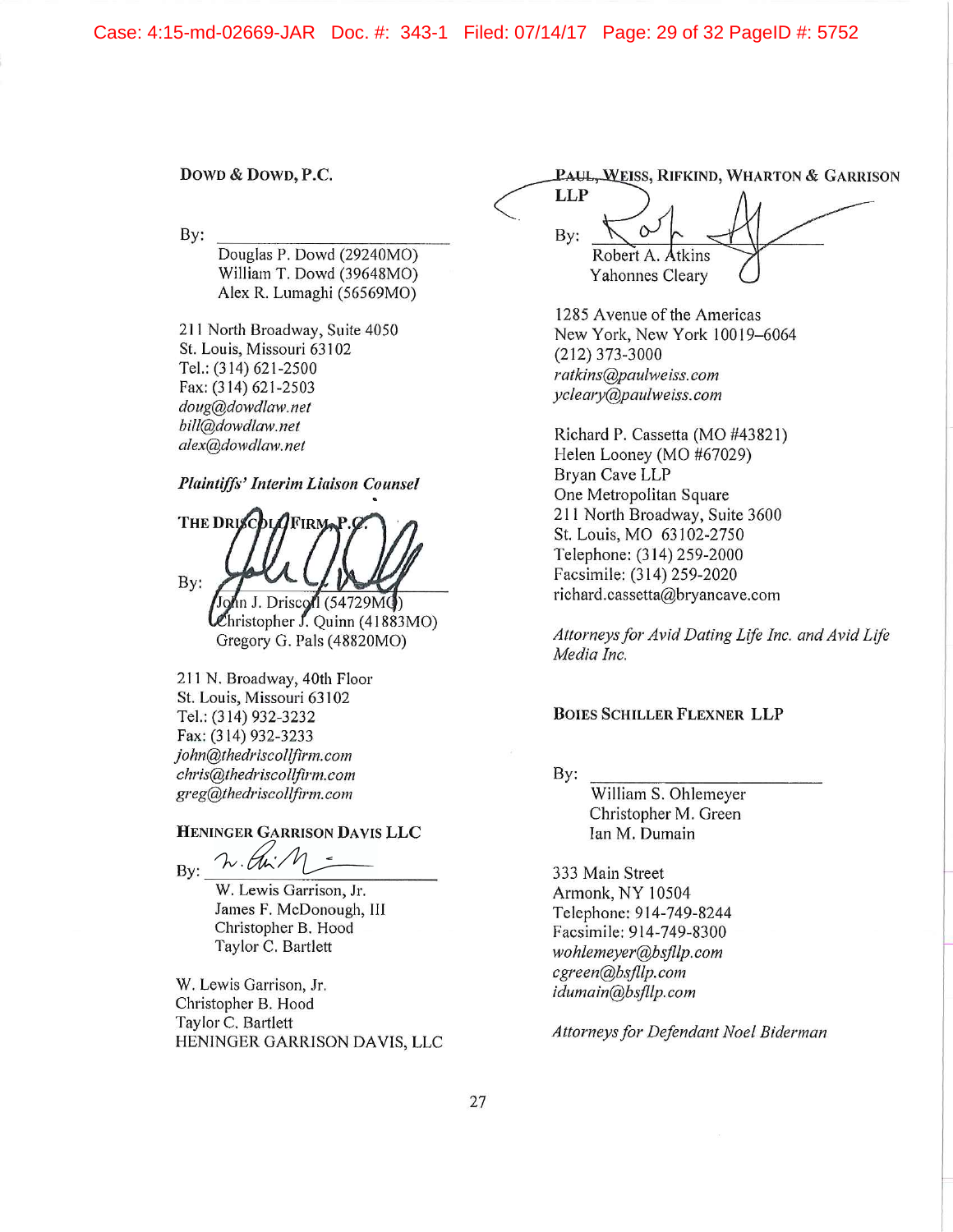**DOWD & DOWD, P.C.**

By: ______________________________
Douglas P. Dowd (29240MO)
William T. Dowd (39648MO)
Alex R. Lumaghi (56569MO)

211 North Broadway, Suite 4050
St. Louis, Missouri 63102
Tel.: (314) 621-2500
Fax: (314) 621-2503
*doug@dowdlaw.net*
*bill@dowdlaw.net*
*alex@dowdlaw.net*

***Plaintiffs' Interim Liaison Counsel***

**THE DRISCOLL FIRM, P.C.**

By: ______________________________
John J. Driscoll (54729MO)
Christopher J. Quinn (41883MO)
Gregory G. Pals (48820MO)

211 N. Broadway, 40th Floor
St. Louis, Missouri 63102
Tel.: (314) 932-3232
Fax: (314) 932-3233
*john@thedriscollfirm.com*
*chris@thedriscollfirm.com*
*greg@thedriscollfirm.com*

**HENINGER GARRISON DAVIS LLC**

By: ______________________________
W. Lewis Garrison, Jr.
James F. McDonough, III
Christopher B. Hood
Taylor C. Bartlett

W. Lewis Garrison, Jr.
Christopher B. Hood
Taylor C. Bartlett
HENINGER GARRISON DAVIS, LLC

**PAUL, WEISS, RIFKIND, WHARTON & GARRISON LLP**

By: ______________________________
Robert A. Atkins
Yahonnes Cleary

1285 Avenue of the Americas
New York, New York 10019-6064
(212) 373-3000
*ratkins@paulweiss.com*
*ycleary@paulweiss.com*

Richard P. Cassetta (MO #43821)
Helen Looney (MO #67029)
Bryan Cave LLP
One Metropolitan Square
211 North Broadway, Suite 3600
St. Louis, MO 63102-2750
Telephone: (314) 259-2000
Facsimile: (314) 259-2020
richard.cassetta@bryancave.com

*Attorneys for Avid Dating Life Inc. and Avid Life Media Inc.*

**BOIES SCHILLER FLEXNER LLP**

By: ______________________________
William S. Ohlemeyer
Christopher M. Green
Ian M. Dumain

333 Main Street
Armonk, NY 10504
Telephone: 914-749-8244
Facsimile: 914-749-8300
*wohlemeyer@bsfllp.com*
*cgreen@bsfllp.com*
*idumain@bsfllp.com*

*Attorneys for Defendant Noel Biderman*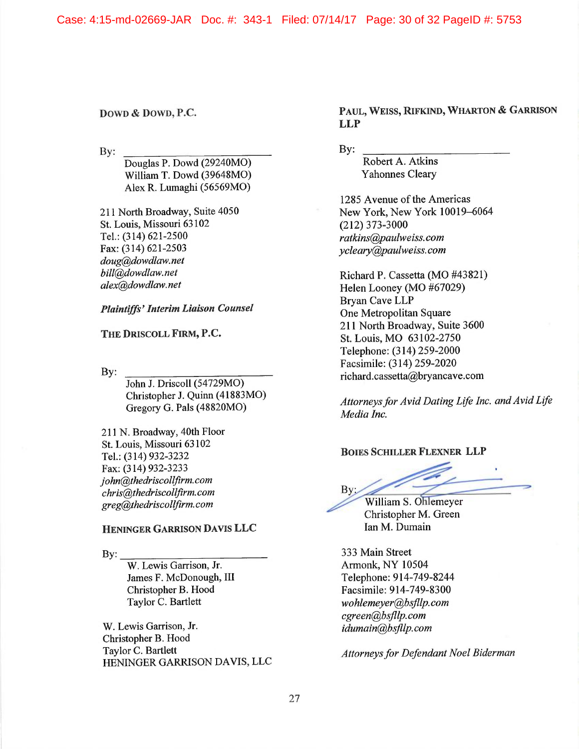**DOWD & DOWD, P.C.**

By: \_\_\_\_\_\_\_\_\_\_\_\_\_\_\_\_\_\_\_\_\_\_\_\_
Douglas P. Dowd (29240MO)
William T. Dowd (39648MO)
Alex R. Lumaghi (56569MO)

211 North Broadway, Suite 4050
St. Louis, Missouri 63102
Tel.: (314) 621-2500
Fax: (314) 621-2503
*doug@dowdlaw.net*
*bill@dowdlaw.net*
*alex@dowdlaw.net*

***Plaintiffs' Interim Liaison Counsel***

**THE DRISCOLL FIRM, P.C.**

By: \_\_\_\_\_\_\_\_\_\_\_\_\_\_\_\_\_\_\_\_\_\_\_\_
John J. Driscoll (54729MO)
Christopher J. Quinn (41883MO)
Gregory G. Pals (48820MO)

211 N. Broadway, 40th Floor
St. Louis, Missouri 63102
Tel.: (314) 932-3232
Fax: (314) 932-3233
*john@thedriscollfirm.com*
*chris@thedriscollfirm.com*
*greg@thedriscollfirm.com*

**HENINGER GARRISON DAVIS LLC**

By: \_\_\_\_\_\_\_\_\_\_\_\_\_\_\_\_\_\_\_\_\_\_\_\_
W. Lewis Garrison, Jr.
James F. McDonough, III
Christopher B. Hood
Taylor C. Bartlett

W. Lewis Garrison, Jr.
Christopher B. Hood
Taylor C. Bartlett
HENINGER GARRISON DAVIS, LLC

**PAUL, WEISS, RIFKIND, WHARTON & GARRISON LLP**

By: \_\_\_\_\_\_\_\_\_\_\_\_\_\_\_\_\_\_\_\_\_\_\_\_
Robert A. Atkins
Yahonnes Cleary

1285 Avenue of the Americas
New York, New York 10019–6064
(212) 373-3000
*ratkins@paulweiss.com*
*ycleary@paulweiss.com*

Richard P. Cassetta (MO #43821)
Helen Looney (MO #67029)
Bryan Cave LLP
One Metropolitan Square
211 North Broadway, Suite 3600
St. Louis, MO 63102-2750
Telephone: (314) 259-2000
Facsimile: (314) 259-2020
richard.cassetta@bryancave.com

*Attorneys for Avid Dating Life Inc. and Avid Life Media Inc.*

**BOIES SCHILLER FLEXNER LLP**

By: \_\_\_\_\_\_\_\_\_\_\_\_\_\_\_\_\_\_\_\_\_\_\_\_
William S. Ohlemeyer
Christopher M. Green
Ian M. Dumain

333 Main Street
Armonk, NY 10504
Telephone: 914-749-8244
Facsimile: 914-749-8300
*wohlemeyer@bsfllp.com*
*cgreen@bsfllp.com*
*idumain@bsfllp.com*

*Attorneys for Defendant Noel Biderman*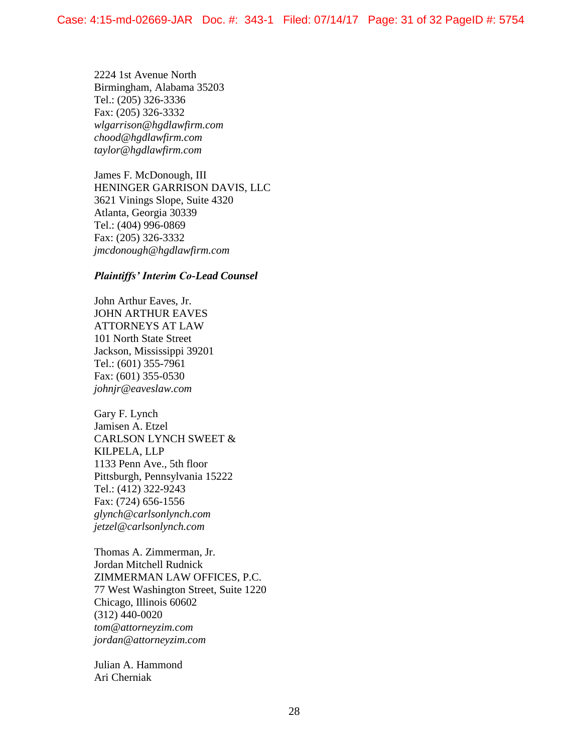2224 1st Avenue North
Birmingham, Alabama 35203
Tel.: (205) 326-3336
Fax: (205) 326-3332
*wlgarrison@hgdlawfirm.com*
*chood@hgdlawfirm.com*
*taylor@hgdlawfirm.com*

James F. McDonough, III
HENINGER GARRISON DAVIS, LLC
3621 Vinings Slope, Suite 4320
Atlanta, Georgia 30339
Tel.: (404) 996-0869
Fax: (205) 326-3332
*jmcdonough@hgdlawfirm.com*

***Plaintiffs' Interim Co-Lead Counsel***

John Arthur Eaves, Jr.
JOHN ARTHUR EAVES
ATTORNEYS AT LAW
101 North State Street
Jackson, Mississippi 39201
Tel.: (601) 355-7961
Fax: (601) 355-0530
*johnjr@eaveslaw.com*

Gary F. Lynch
Jamisen A. Etzel
CARLSON LYNCH SWEET &
KILPELA, LLP
1133 Penn Ave., 5th floor
Pittsburgh, Pennsylvania 15222
Tel.: (412) 322-9243
Fax: (724) 656-1556
*glynch@carlsonlynch.com*
*jetzel@carlsonlynch.com*

Thomas A. Zimmerman, Jr.
Jordan Mitchell Rudnick
ZIMMERMAN LAW OFFICES, P.C.
77 West Washington Street, Suite 1220
Chicago, Illinois 60602
(312) 440-0020
*tom@attorneyzim.com*
*jordan@attorneyzim.com*

Julian A. Hammond
Ari Cherniak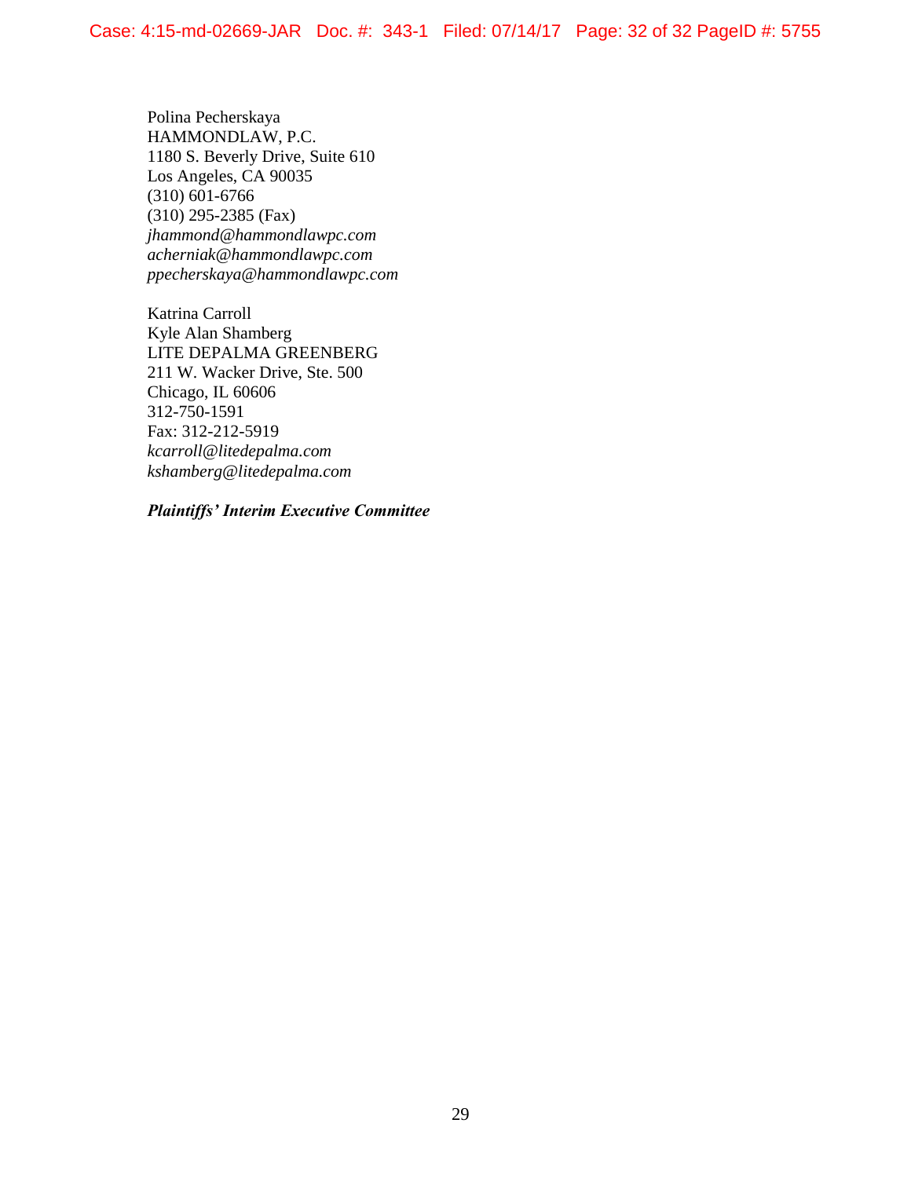Polina Pecherskaya
HAMMONDLAW, P.C.
1180 S. Beverly Drive, Suite 610
Los Angeles, CA 90035
(310) 601-6766
(310) 295-2385 (Fax)
*jhammond@hammondlawpc.com*
*acherniak@hammondlawpc.com*
*ppecherskaya@hammondlawpc.com*

Katrina Carroll
Kyle Alan Shamberg
LITE DEPALMA GREENBERG
211 W. Wacker Drive, Ste. 500
Chicago, IL 60606
312-750-1591
Fax: 312-212-5919
*kcarroll@litedepalma.com*
*kshamberg@litedepalma.com*

***Plaintiffs' Interim Executive Committee***